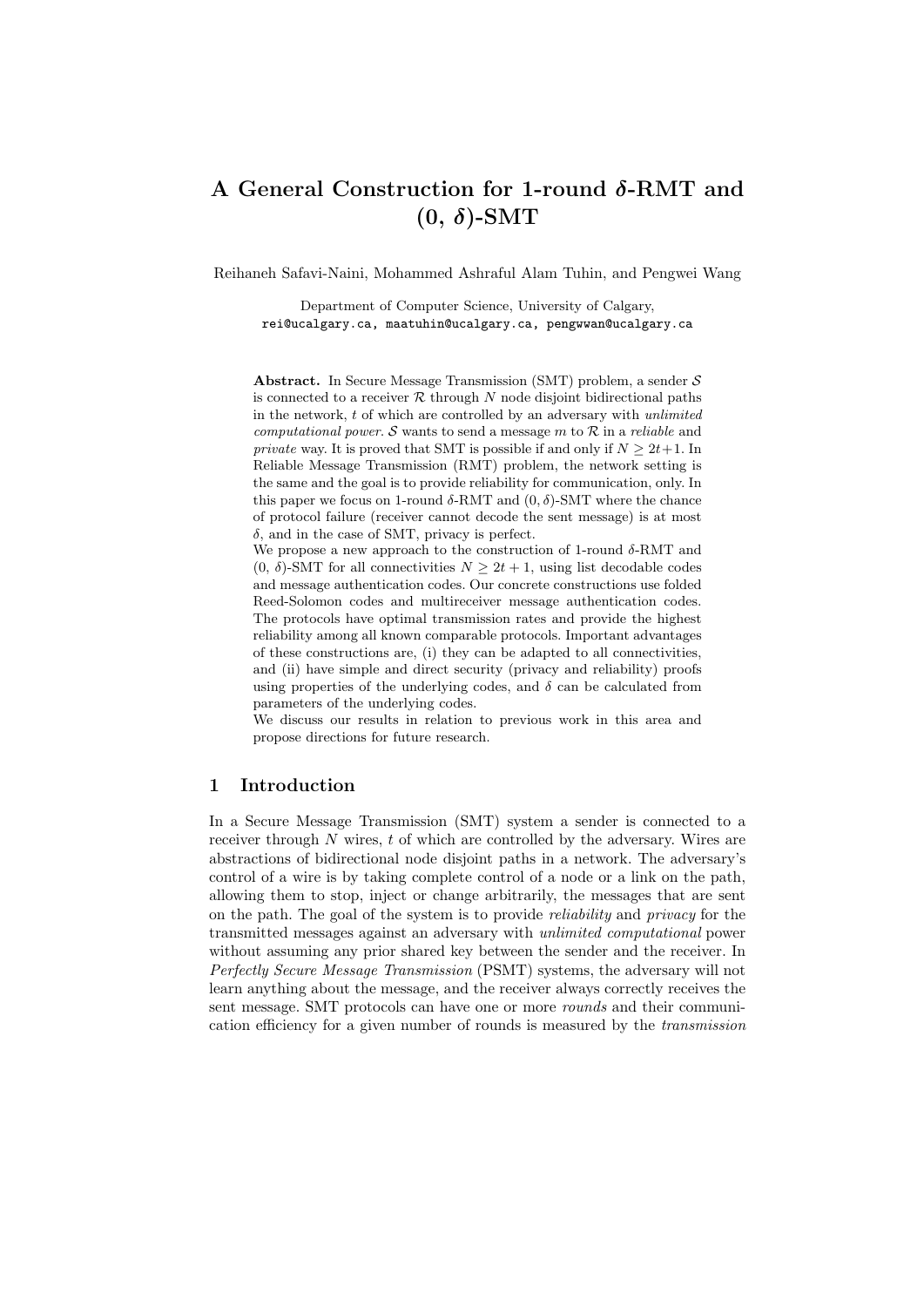# A General Construction for 1-round $\delta$-RMT and $(0, \delta)$-SMT

Reihaneh Safavi-Naini, Mohammed Ashraful Alam Tuhin, and Pengwei Wang

Department of Computer Science, University of Calgary,
rei@ucalgary.ca, maatuhin@ucalgary.ca, pengwwan@ucalgary.ca

**Abstract.** In Secure Message Transmission (SMT) problem, a sender $\mathcal{S}$ is connected to a receiver $\mathcal{R}$ through $N$ node disjoint bidirectional paths in the network, $t$ of which are controlled by an adversary with *unlimited computational power*. $\mathcal{S}$ wants to send a message $m$ to $\mathcal{R}$ in a *reliable* and *private* way. It is proved that SMT is possible if and only if $N \geq 2t+1$. In Reliable Message Transmission (RMT) problem, the network setting is the same and the goal is to provide reliability for communication, only. In this paper we focus on 1-round $\delta$-RMT and $(0, \delta)$-SMT where the chance of protocol failure (receiver cannot decode the sent message) is at most $\delta$, and in the case of SMT, privacy is perfect.

We propose a new approach to the construction of 1-round $\delta$-RMT and $(0, \delta)$-SMT for all connectivities $N \geq 2t+1$, using list decodable codes and message authentication codes. Our concrete constructions use folded Reed-Solomon codes and multireceiver message authentication codes. The protocols have optimal transmission rates and provide the highest reliability among all known comparable protocols. Important advantages of these constructions are, (i) they can be adapted to all connectivities, and (ii) have simple and direct security (privacy and reliability) proofs using properties of the underlying codes, and $\delta$ can be calculated from parameters of the underlying codes.

We discuss our results in relation to previous work in this area and propose directions for future research.

## 1 Introduction

In a Secure Message Transmission (SMT) system a sender is connected to a receiver through $N$ wires, $t$ of which are controlled by the adversary. Wires are abstractions of bidirectional node disjoint paths in a network. The adversary's control of a wire is by taking complete control of a node or a link on the path, allowing them to stop, inject or change arbitrarily, the messages that are sent on the path. The goal of the system is to provide *reliability* and *privacy* for the transmitted messages against an adversary with *unlimited computational* power without assuming any prior shared key between the sender and the receiver. In *Perfectly Secure Message Transmission* (PSMT) systems, the adversary will not learn anything about the message, and the receiver always correctly receives the sent message. SMT protocols can have one or more *rounds* and their communication efficiency for a given number of rounds is measured by the *transmission*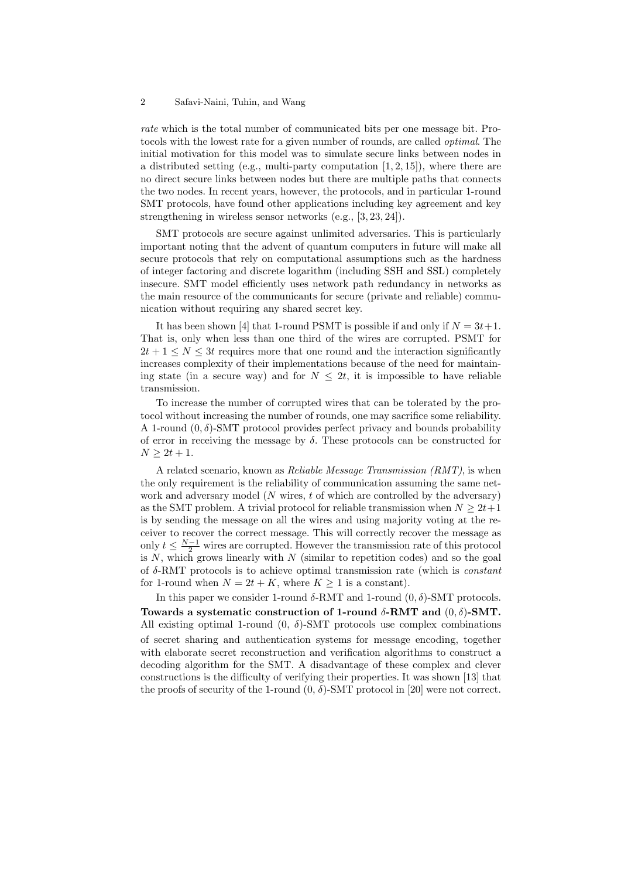*rate* which is the total number of communicated bits per one message bit. Protocols with the lowest rate for a given number of rounds, are called *optimal*. The initial motivation for this model was to simulate secure links between nodes in a distributed setting (e.g., multi-party computation [1, 2, 15]), where there are no direct secure links between nodes but there are multiple paths that connects the two nodes. In recent years, however, the protocols, and in particular 1-round SMT protocols, have found other applications including key agreement and key strengthening in wireless sensor networks (e.g., [3, 23, 24]).

SMT protocols are secure against unlimited adversaries. This is particularly important noting that the advent of quantum computers in future will make all secure protocols that rely on computational assumptions such as the hardness of integer factoring and discrete logarithm (including SSH and SSL) completely insecure. SMT model efficiently uses network path redundancy in networks as the main resource of the communicants for secure (private and reliable) communication without requiring any shared secret key.

It has been shown [4] that 1-round PSMT is possible if and only if $N = 3t+1$. That is, only when less than one third of the wires are corrupted. PSMT for $2t + 1 \leq N \leq 3t$ requires more that one round and the interaction significantly increases complexity of their implementations because of the need for maintaining state (in a secure way) and for $N \leq 2t$, it is impossible to have reliable transmission.

To increase the number of corrupted wires that can be tolerated by the protocol without increasing the number of rounds, one may sacrifice some reliability. A 1-round $(0, \delta)$-SMT protocol provides perfect privacy and bounds probability of error in receiving the message by $\delta$. These protocols can be constructed for $N \geq 2t + 1$.

A related scenario, known as *Reliable Message Transmission (RMT)*, is when the only requirement is the reliability of communication assuming the same network and adversary model ($N$ wires, $t$ of which are controlled by the adversary) as the SMT problem. A trivial protocol for reliable transmission when $N \geq 2t+1$ is by sending the message on all the wires and using majority voting at the receiver to recover the correct message. This will correctly recover the message as only $t \leq \frac{N-1}{2}$ wires are corrupted. However the transmission rate of this protocol is $N$, which grows linearly with $N$ (similar to repetition codes) and so the goal of $\delta$-RMT protocols is to achieve optimal transmission rate (which is *constant* for 1-round when $N = 2t + K$, where $K \geq 1$ is a constant).

In this paper we consider 1-round $\delta$-RMT and 1-round $(0, \delta)$-SMT protocols.

**Towards a systematic construction of 1-round $\delta$-RMT and $(0, \delta)$-SMT.** All existing optimal 1-round $(0, \delta)$-SMT protocols use complex combinations of secret sharing and authentication systems for message encoding, together with elaborate secret reconstruction and verification algorithms to construct a decoding algorithm for the SMT. A disadvantage of these complex and clever constructions is the difficulty of verifying their properties. It was shown [13] that the proofs of security of the 1-round $(0, \delta)$-SMT protocol in [20] were not correct.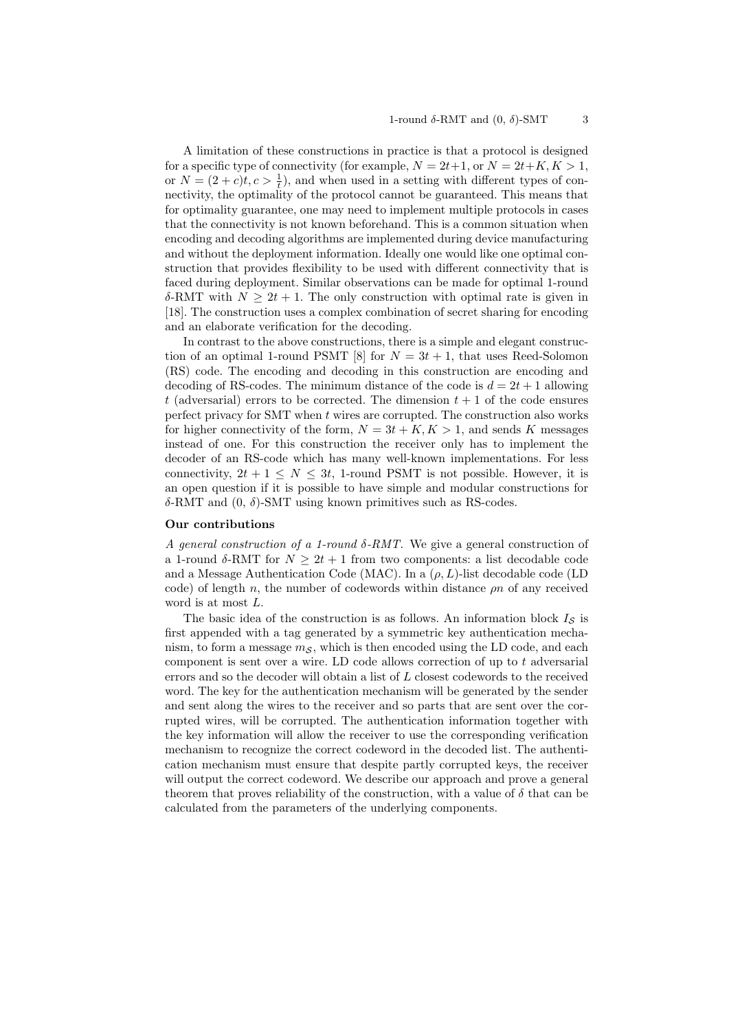A limitation of these constructions in practice is that a protocol is designed for a specific type of connectivity (for example, $N = 2t+1$, or $N = 2t+K, K > 1$, or $N = (2+c)t, c > \frac{1}{t}$), and when used in a setting with different types of connectivity, the optimality of the protocol cannot be guaranteed. This means that for optimality guarantee, one may need to implement multiple protocols in cases that the connectivity is not known beforehand. This is a common situation when encoding and decoding algorithms are implemented during device manufacturing and without the deployment information. Ideally one would like one optimal construction that provides flexibility to be used with different connectivity that is faced during deployment. Similar observations can be made for optimal 1-round $\delta$-RMT with $N \geq 2t+1$. The only construction with optimal rate is given in [18]. The construction uses a complex combination of secret sharing for encoding and an elaborate verification for the decoding.

In contrast to the above constructions, there is a simple and elegant construction of an optimal 1-round PSMT [8] for $N = 3t+1$, that uses Reed-Solomon (RS) code. The encoding and decoding in this construction are encoding and decoding of RS-codes. The minimum distance of the code is $d = 2t+1$ allowing $t$ (adversarial) errors to be corrected. The dimension $t+1$ of the code ensures perfect privacy for SMT when $t$ wires are corrupted. The construction also works for higher connectivity of the form, $N = 3t+K, K > 1$, and sends $K$ messages instead of one. For this construction the receiver only has to implement the decoder of an RS-code which has many well-known implementations. For less connectivity, $2t+1 \leq N \leq 3t$, 1-round PSMT is not possible. However, it is an open question if it is possible to have simple and modular constructions for $\delta$-RMT and $(0, \delta)$-SMT using known primitives such as RS-codes.

**Our contributions**

*A general construction of a 1-round $\delta$-RMT.* We give a general construction of a 1-round $\delta$-RMT for $N \geq 2t+1$ from two components: a list decodable code and a Message Authentication Code (MAC). In a $(\rho, L)$-list decodable code (LD code) of length $n$, the number of codewords within distance $\rho n$ of any received word is at most $L$.

The basic idea of the construction is as follows. An information block $I_{\mathcal{S}}$ is first appended with a tag generated by a symmetric key authentication mechanism, to form a message $m_{\mathcal{S}}$, which is then encoded using the LD code, and each component is sent over a wire. LD code allows correction of up to $t$ adversarial errors and so the decoder will obtain a list of $L$ closest codewords to the received word. The key for the authentication mechanism will be generated by the sender and sent along the wires to the receiver and so parts that are sent over the corrupted wires, will be corrupted. The authentication information together with the key information will allow the receiver to use the corresponding verification mechanism to recognize the correct codeword in the decoded list. The authentication mechanism must ensure that despite partly corrupted keys, the receiver will output the correct codeword. We describe our approach and prove a general theorem that proves reliability of the construction, with a value of $\delta$ that can be calculated from the parameters of the underlying components.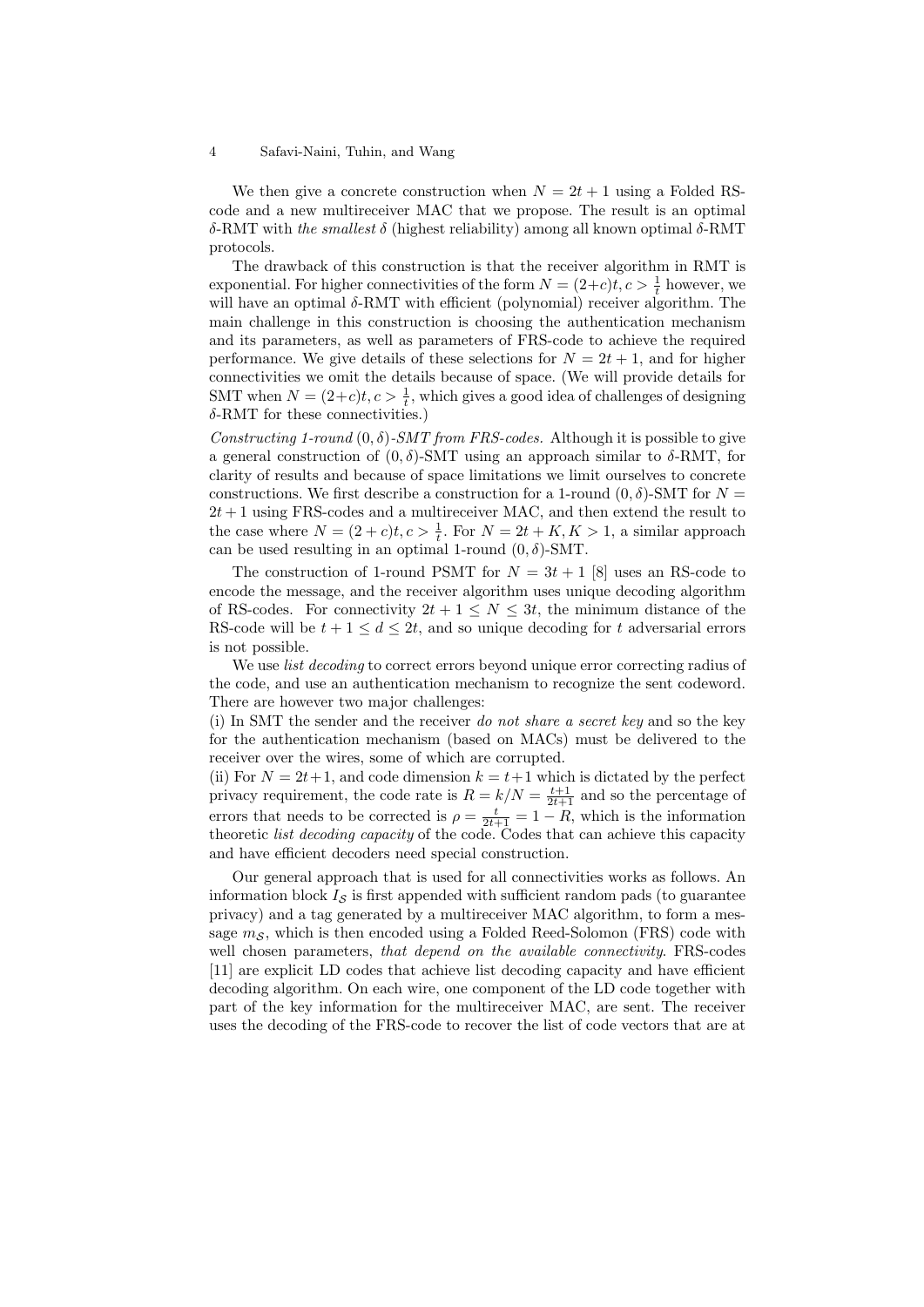We then give a concrete construction when $N = 2t + 1$ using a Folded RS-code and a new multireceiver MAC that we propose. The result is an optimal $\delta$-RMT with *the smallest* $\delta$ (highest reliability) among all known optimal $\delta$-RMT protocols.

The drawback of this construction is that the receiver algorithm in RMT is exponential. For higher connectivities of the form $N = (2+c)t, c > \frac{1}{t}$ however, we will have an optimal $\delta$-RMT with efficient (polynomial) receiver algorithm. The main challenge in this construction is choosing the authentication mechanism and its parameters, as well as parameters of FRS-code to achieve the required performance. We give details of these selections for $N = 2t + 1$, and for higher connectivities we omit the details because of space. (We will provide details for SMT when $N = (2+c)t, c > \frac{1}{t}$, which gives a good idea of challenges of designing $\delta$-RMT for these connectivities.)

*Constructing 1-round $(0, \delta)$-SMT from FRS-codes.* Although it is possible to give a general construction of $(0, \delta)$-SMT using an approach similar to $\delta$-RMT, for clarity of results and because of space limitations we limit ourselves to concrete constructions. We first describe a construction for a 1-round $(0, \delta)$-SMT for $N = 2t + 1$ using FRS-codes and a multireceiver MAC, and then extend the result to the case where $N = (2 + c)t, c > \frac{1}{t}$. For $N = 2t + K, K > 1$, a similar approach can be used resulting in an optimal 1-round $(0, \delta)$-SMT.

The construction of 1-round PSMT for $N = 3t + 1$ [8] uses an RS-code to encode the message, and the receiver algorithm uses unique decoding algorithm of RS-codes. For connectivity $2t + 1 \leq N \leq 3t$, the minimum distance of the RS-code will be $t + 1 \leq d \leq 2t$, and so unique decoding for $t$ adversarial errors is not possible.

We use *list decoding* to correct errors beyond unique error correcting radius of the code, and use an authentication mechanism to recognize the sent codeword. There are however two major challenges:

(i) In SMT the sender and the receiver *do not share a secret key* and so the key for the authentication mechanism (based on MACs) must be delivered to the receiver over the wires, some of which are corrupted.

(ii) For $N = 2t+1$, and code dimension $k = t+1$ which is dictated by the perfect privacy requirement, the code rate is $R = k/N = \frac{t+1}{2t+1}$ and so the percentage of errors that needs to be corrected is $\rho = \frac{t}{2t+1} = 1 - R$, which is the information theoretic *list decoding capacity* of the code. Codes that can achieve this capacity and have efficient decoders need special construction.

Our general approach that is used for all connectivities works as follows. An information block $I_{\mathcal{S}}$ is first appended with sufficient random pads (to guarantee privacy) and a tag generated by a multireceiver MAC algorithm, to form a message $m_{\mathcal{S}}$, which is then encoded using a Folded Reed-Solomon (FRS) code with well chosen parameters, *that depend on the available connectivity*. FRS-codes [11] are explicit LD codes that achieve list decoding capacity and have efficient decoding algorithm. On each wire, one component of the LD code together with part of the key information for the multireceiver MAC, are sent. The receiver uses the decoding of the FRS-code to recover the list of code vectors that are at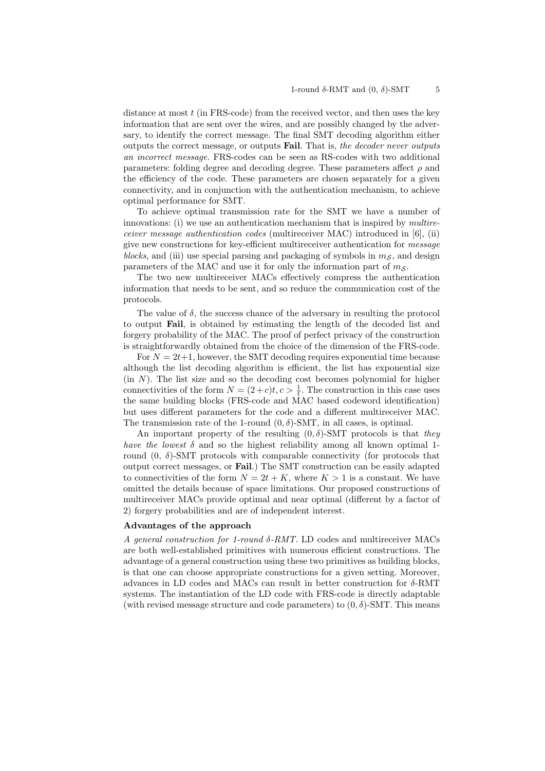distance at most $t$ (in FRS-code) from the received vector, and then uses the key information that are sent over the wires, and are possibly changed by the adversary, to identify the correct message. The final SMT decoding algorithm either outputs the correct message, or outputs **Fail**. That is, *the decoder never outputs an incorrect message*. FRS-codes can be seen as RS-codes with two additional parameters: folding degree and decoding degree. These parameters affect $\rho$ and the efficiency of the code. These parameters are chosen separately for a given connectivity, and in conjunction with the authentication mechanism, to achieve optimal performance for SMT.

To achieve optimal transmission rate for the SMT we have a number of innovations: (i) we use an authentication mechanism that is inspired by *multireceiver message authentication codes* (multireceiver MAC) introduced in [6], (ii) give new constructions for key-efficient multireceiver authentication for *message blocks*, and (iii) use special parsing and packaging of symbols in $m_{\mathcal{S}}$, and design parameters of the MAC and use it for only the information part of $m_{\mathcal{S}}$.

The two new multireceiver MACs effectively compress the authentication information that needs to be sent, and so reduce the communication cost of the protocols.

The value of $\delta$, the success chance of the adversary in resulting the protocol to output **Fail**, is obtained by estimating the length of the decoded list and forgery probability of the MAC. The proof of perfect privacy of the construction is straightforwardly obtained from the choice of the dimension of the FRS-code.

For $N = 2t+1$, however, the SMT decoding requires exponential time because although the list decoding algorithm is efficient, the list has exponential size (in $N$). The list size and so the decoding cost becomes polynomial for higher connectivities of the form $N = (2+c)t, c > \frac{1}{t}$. The construction in this case uses the same building blocks (FRS-code and MAC based codeword identification) but uses different parameters for the code and a different multireceiver MAC. The transmission rate of the 1-round $(0, \delta)$-SMT, in all cases, is optimal.

An important property of the resulting $(0, \delta)$-SMT protocols is that *they have the lowest* $\delta$ and so the highest reliability among all known optimal 1-round $(0, \delta)$-SMT protocols with comparable connectivity (for protocols that output correct messages, or **Fail**.) The SMT construction can be easily adapted to connectivities of the form $N = 2t + K$, where $K > 1$ is a constant. We have omitted the details because of space limitations. Our proposed constructions of multireceiver MACs provide optimal and near optimal (different by a factor of 2) forgery probabilities and are of independent interest.

**Advantages of the approach**

*A general construction for 1-round $\delta$-RMT.* LD codes and multireceiver MACs are both well-established primitives with numerous efficient constructions. The advantage of a general construction using these two primitives as building blocks, is that one can choose appropriate constructions for a given setting. Moreover, advances in LD codes and MACs can result in better construction for $\delta$-RMT systems. The instantiation of the LD code with FRS-code is directly adaptable (with revised message structure and code parameters) to $(0, \delta)$-SMT. This means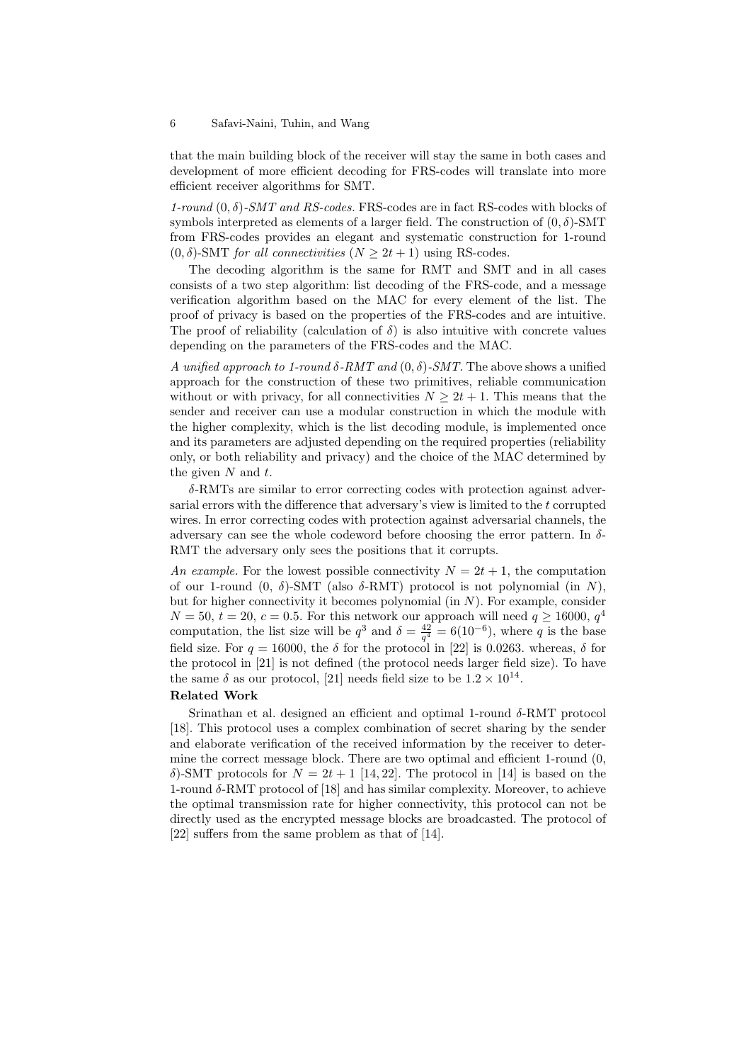that the main building block of the receiver will stay the same in both cases and development of more efficient decoding for FRS-codes will translate into more efficient receiver algorithms for SMT.

*1-round $(0, \delta)$-SMT and RS-codes.* FRS-codes are in fact RS-codes with blocks of symbols interpreted as elements of a larger field. The construction of $(0, \delta)$-SMT from FRS-codes provides an elegant and systematic construction for 1-round $(0, \delta)$-SMT *for all connectivities* ($N \geq 2t+1$) using RS-codes.

The decoding algorithm is the same for RMT and SMT and in all cases consists of a two step algorithm: list decoding of the FRS-code, and a message verification algorithm based on the MAC for every element of the list. The proof of privacy is based on the properties of the FRS-codes and are intuitive. The proof of reliability (calculation of $\delta$) is also intuitive with concrete values depending on the parameters of the FRS-codes and the MAC.

*A unified approach to 1-round $\delta$-RMT and $(0, \delta)$-SMT.* The above shows a unified approach for the construction of these two primitives, reliable communication without or with privacy, for all connectivities $N \geq 2t+1$. This means that the sender and receiver can use a modular construction in which the module with the higher complexity, which is the list decoding module, is implemented once and its parameters are adjusted depending on the required properties (reliability only, or both reliability and privacy) and the choice of the MAC determined by the given $N$ and $t$.

$\delta$-RMTs are similar to error correcting codes with protection against adversarial errors with the difference that adversary's view is limited to the $t$ corrupted wires. In error correcting codes with protection against adversarial channels, the adversary can see the whole codeword before choosing the error pattern. In $\delta$-RMT the adversary only sees the positions that it corrupts.

*An example.* For the lowest possible connectivity $N = 2t+1$, the computation of our 1-round $(0, \delta)$-SMT (also $\delta$-RMT) protocol is not polynomial (in $N$), but for higher connectivity it becomes polynomial (in $N$). For example, consider $N = 50$, $t = 20$, $c = 0.5$. For this network our approach will need $q \geq 16000$, $q^4$ computation, the list size will be $q^3$ and $\delta = \frac{42}{q^4} = 6(10^{-6})$, where $q$ is the base field size. For $q = 16000$, the $\delta$ for the protocol in [22] is 0.0263. whereas, $\delta$ for the protocol in [21] is not defined (the protocol needs larger field size). To have the same $\delta$ as our protocol, [21] needs field size to be $1.2 \times 10^{14}$.

**Related Work**

Srinathan et al. designed an efficient and optimal 1-round $\delta$-RMT protocol [18]. This protocol uses a complex combination of secret sharing by the sender and elaborate verification of the received information by the receiver to determine the correct message block. There are two optimal and efficient 1-round $(0, \delta)$-SMT protocols for $N = 2t+1$ [14, 22]. The protocol in [14] is based on the 1-round $\delta$-RMT protocol of [18] and has similar complexity. Moreover, to achieve the optimal transmission rate for higher connectivity, this protocol can not be directly used as the encrypted message blocks are broadcasted. The protocol of [22] suffers from the same problem as that of [14].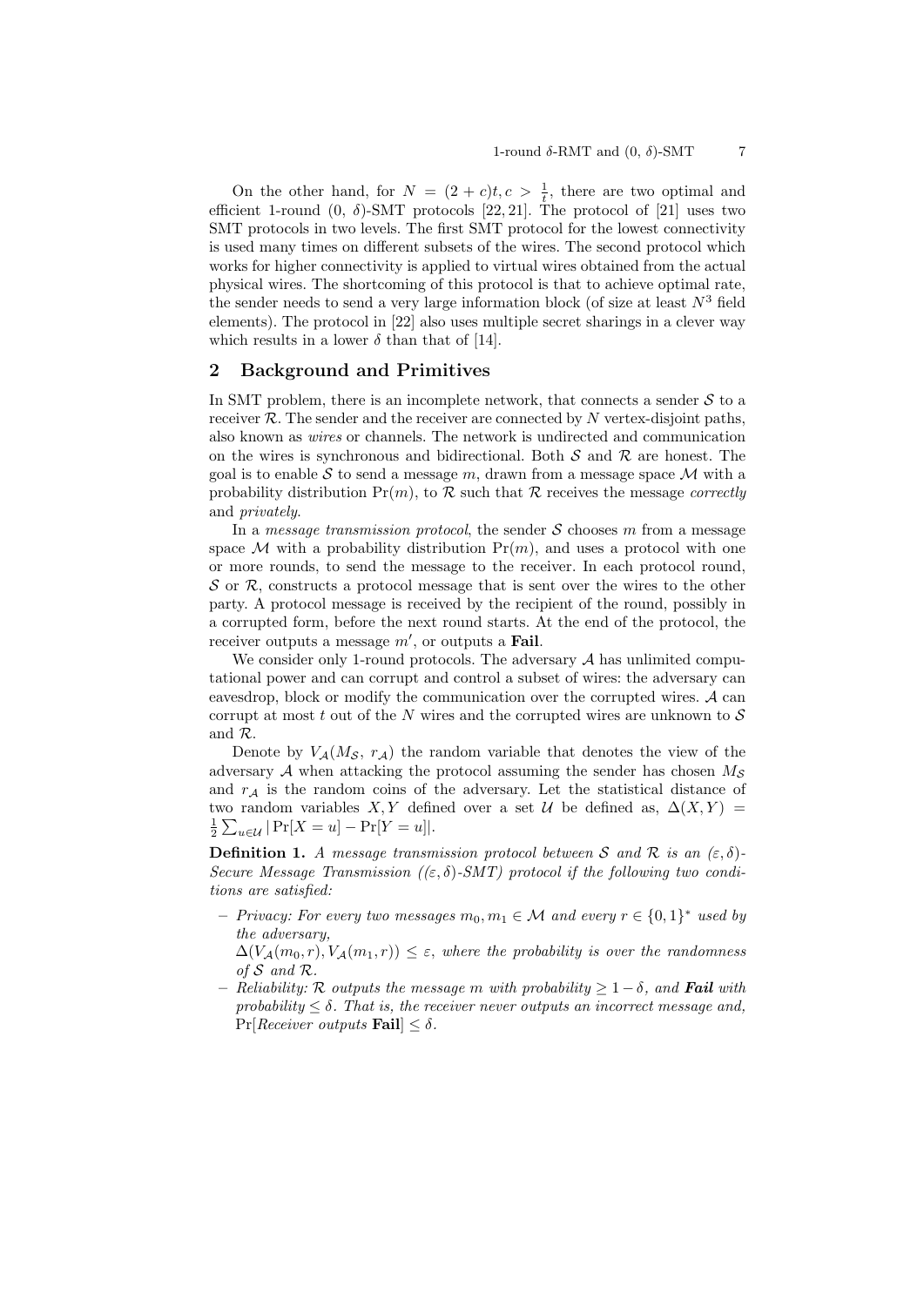On the other hand, for $N = (2 + c)t, c > \frac{1}{t}$, there are two optimal and efficient 1-round (0, $\delta$)-SMT protocols [22, 21]. The protocol of [21] uses two SMT protocols in two levels. The first SMT protocol for the lowest connectivity is used many times on different subsets of the wires. The second protocol which works for higher connectivity is applied to virtual wires obtained from the actual physical wires. The shortcoming of this protocol is that to achieve optimal rate, the sender needs to send a very large information block (of size at least $N^3$ field elements). The protocol in [22] also uses multiple secret sharings in a clever way which results in a lower $\delta$ than that of [14].

## 2 Background and Primitives

In SMT problem, there is an incomplete network, that connects a sender $\mathcal{S}$ to a receiver $\mathcal{R}$. The sender and the receiver are connected by $N$ vertex-disjoint paths, also known as *wires* or channels. The network is undirected and communication on the wires is synchronous and bidirectional. Both $\mathcal{S}$ and $\mathcal{R}$ are honest. The goal is to enable $\mathcal{S}$ to send a message $m$, drawn from a message space $\mathcal{M}$ with a probability distribution $\Pr(m)$, to $\mathcal{R}$ such that $\mathcal{R}$ receives the message *correctly* and *privately*.

In a *message transmission protocol*, the sender $\mathcal{S}$ chooses $m$ from a message space $\mathcal{M}$ with a probability distribution $\Pr(m)$, and uses a protocol with one or more rounds, to send the message to the receiver. In each protocol round, $\mathcal{S}$ or $\mathcal{R}$, constructs a protocol message that is sent over the wires to the other party. A protocol message is received by the recipient of the round, possibly in a corrupted form, before the next round starts. At the end of the protocol, the receiver outputs a message $m'$, or outputs a **Fail**.

We consider only 1-round protocols. The adversary $\mathcal{A}$ has unlimited computational power and can corrupt and control a subset of wires: the adversary can eavesdrop, block or modify the communication over the corrupted wires. $\mathcal{A}$ can corrupt at most $t$ out of the $N$ wires and the corrupted wires are unknown to $\mathcal{S}$ and $\mathcal{R}$.

Denote by $V_{\mathcal{A}}(M_{\mathcal{S}},\ r_{\mathcal{A}})$ the random variable that denotes the view of the adversary $\mathcal{A}$ when attacking the protocol assuming the sender has chosen $M_{\mathcal{S}}$ and $r_{\mathcal{A}}$ is the random coins of the adversary. Let the statistical distance of two random variables $X, Y$ defined over a set $\mathcal{U}$ be defined as, $\Delta(X, Y) = \frac{1}{2}\sum_{u \in \mathcal{U}} |\Pr[X = u] - \Pr[Y = u]|$.

**Definition 1.** *A message transmission protocol between $\mathcal{S}$ and $\mathcal{R}$ is an $(\varepsilon, \delta)$-Secure Message Transmission ($(\varepsilon, \delta)$-SMT) protocol if the following two conditions are satisfied:*

- *Privacy: For every two messages $m_0, m_1 \in \mathcal{M}$ and every $r \in \{0, 1\}^*$ used by the adversary,*
  *$\Delta(V_{\mathcal{A}}(m_0, r), V_{\mathcal{A}}(m_1, r)) \leq \varepsilon$, where the probability is over the randomness of $\mathcal{S}$ and $\mathcal{R}$.*
- *Reliability: $\mathcal{R}$ outputs the message $m$ with probability $\geq 1 - \delta$, and **Fail** with probability $\leq \delta$. That is, the receiver never outputs an incorrect message and, $\Pr[$Receiver outputs **Fail**$] \leq \delta$.*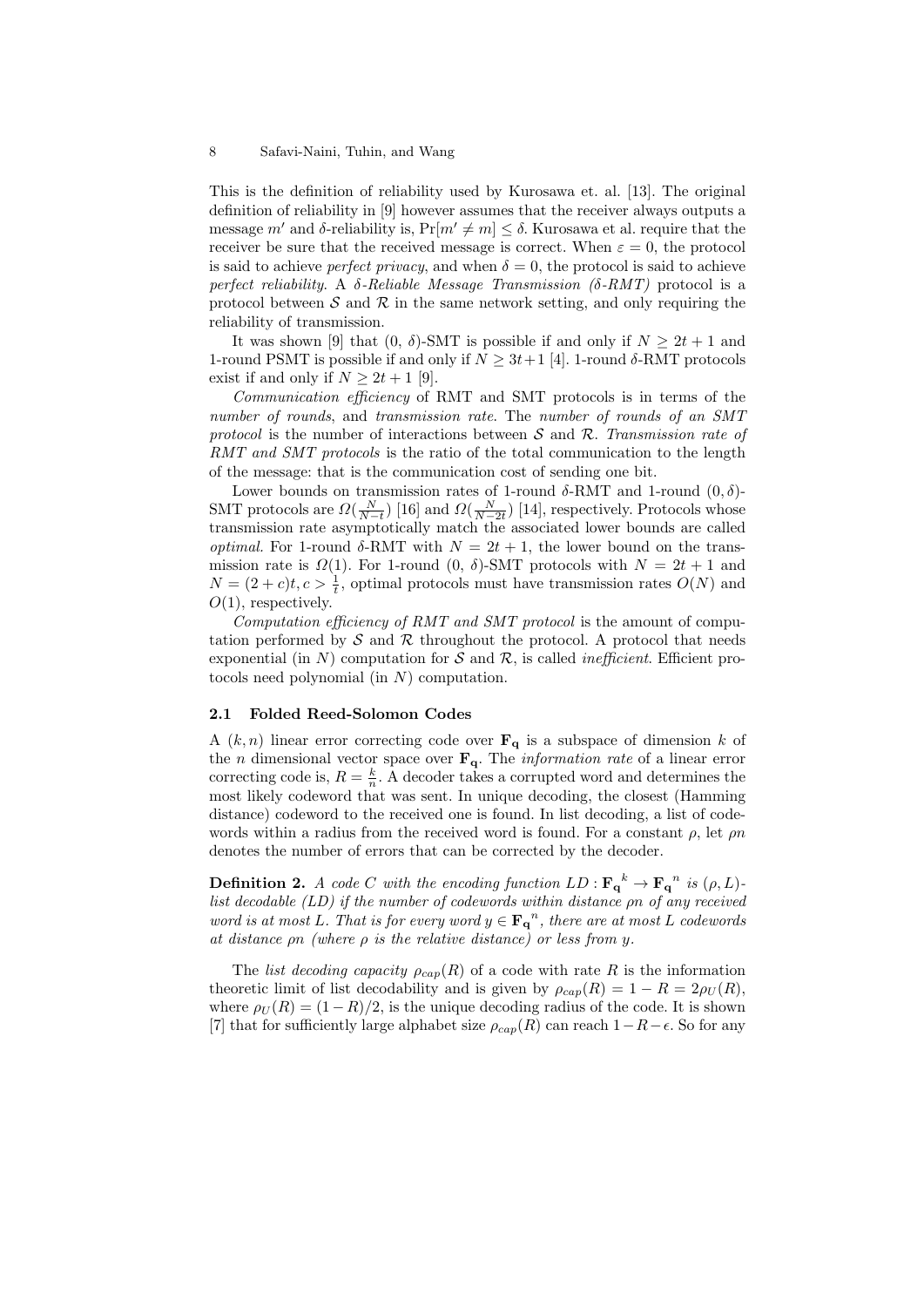This is the definition of reliability used by Kurosawa et. al. [13]. The original definition of reliability in [9] however assumes that the receiver always outputs a message $m'$ and $\delta$-reliability is, $\Pr[m' \neq m] \leq \delta$. Kurosawa et al. require that the receiver be sure that the received message is correct. When $\varepsilon = 0$, the protocol is said to achieve *perfect privacy*, and when $\delta = 0$, the protocol is said to achieve *perfect reliability*. A *$\delta$-Reliable Message Transmission ($\delta$-RMT)* protocol is a protocol between $\mathcal{S}$ and $\mathcal{R}$ in the same network setting, and only requiring the reliability of transmission.

It was shown [9] that $(0, \delta)$-SMT is possible if and only if $N \geq 2t+1$ and 1-round PSMT is possible if and only if $N \geq 3t+1$ [4]. 1-round $\delta$-RMT protocols exist if and only if $N \geq 2t+1$ [9].

*Communication efficiency* of RMT and SMT protocols is in terms of the *number of rounds*, and *transmission rate*. The *number of rounds of an SMT protocol* is the number of interactions between $\mathcal{S}$ and $\mathcal{R}$. *Transmission rate of RMT and SMT protocols* is the ratio of the total communication to the length of the message: that is the communication cost of sending one bit.

Lower bounds on transmission rates of 1-round $\delta$-RMT and 1-round $(0, \delta)$-SMT protocols are $\Omega(\frac{N}{N-t})$ [16] and $\Omega(\frac{N}{N-2t})$ [14], respectively. Protocols whose transmission rate asymptotically match the associated lower bounds are called *optimal*. For 1-round $\delta$-RMT with $N = 2t+1$, the lower bound on the transmission rate is $\Omega(1)$. For 1-round $(0, \delta)$-SMT protocols with $N = 2t+1$ and $N = (2+c)t, c > \frac{1}{t}$, optimal protocols must have transmission rates $O(N)$ and $O(1)$, respectively.

*Computation efficiency of RMT and SMT protocol* is the amount of computation performed by $\mathcal{S}$ and $\mathcal{R}$ throughout the protocol. A protocol that needs exponential (in $N$) computation for $\mathcal{S}$ and $\mathcal{R}$, is called *inefficient*. Efficient protocols need polynomial (in $N$) computation.

### 2.1 Folded Reed-Solomon Codes

A $(k, n)$ linear error correcting code over $\mathbf{F_q}$ is a subspace of dimension $k$ of the $n$ dimensional vector space over $\mathbf{F_q}$. The *information rate* of a linear error correcting code is, $R = \frac{k}{n}$. A decoder takes a corrupted word and determines the most likely codeword that was sent. In unique decoding, the closest (Hamming distance) codeword to the received one is found. In list decoding, a list of codewords within a radius from the received word is found. For a constant $\rho$, let $\rho n$ denotes the number of errors that can be corrected by the decoder.

**Definition 2.** *A code $C$ with the encoding function $LD : {\mathbf{F_q}}^k \rightarrow {\mathbf{F_q}}^n$ is $(\rho, L)$-list decodable (LD) if the number of codewords within distance $\rho n$ of any received word is at most $L$. That is for every word $y \in {\mathbf{F_q}}^n$, there are at most $L$ codewords at distance $\rho n$ (where $\rho$ is the relative distance) or less from $y$.*

The *list decoding capacity* $\rho_{cap}(R)$ of a code with rate $R$ is the information theoretic limit of list decodability and is given by $\rho_{cap}(R) = 1 - R = 2\rho_U(R)$, where $\rho_U(R) = (1-R)/2$, is the unique decoding radius of the code. It is shown [7] that for sufficiently large alphabet size $\rho_{cap}(R)$ can reach $1 - R - \epsilon$. So for any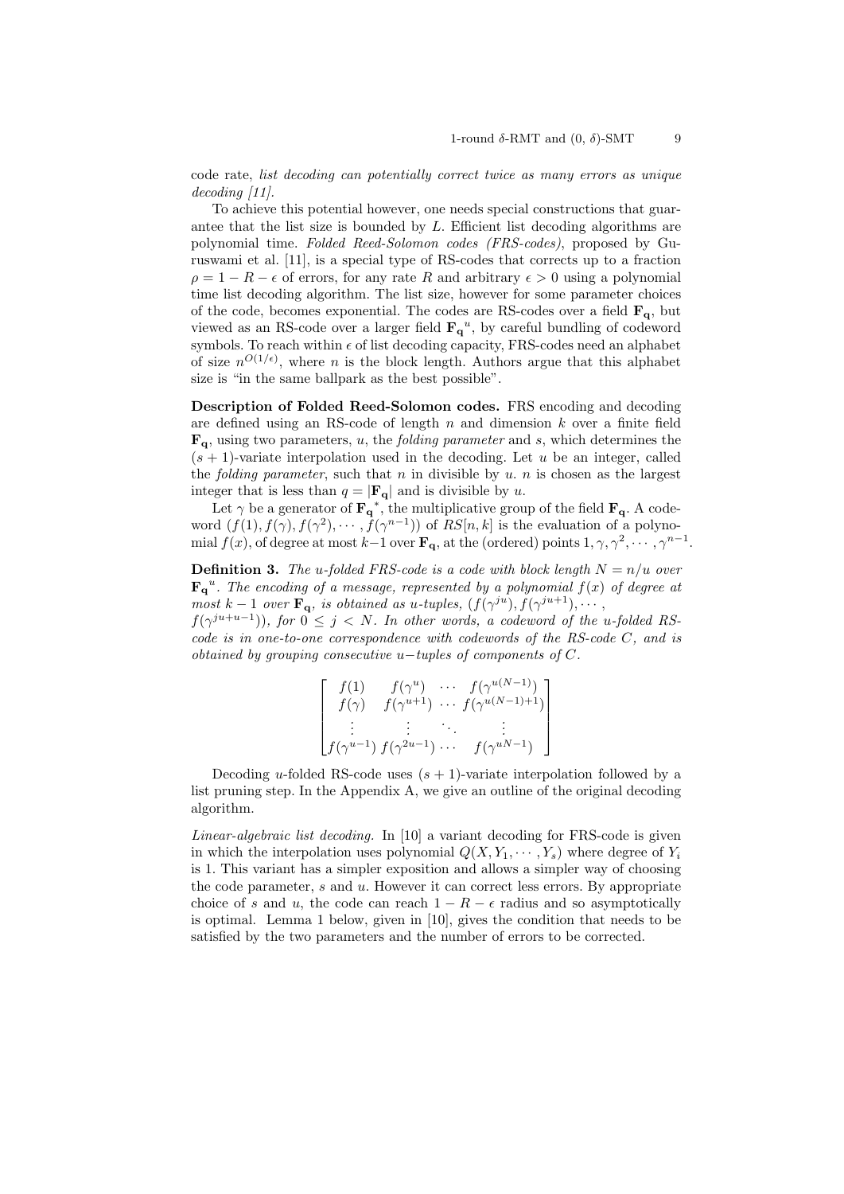code rate, *list decoding can potentially correct twice as many errors as unique decoding [11]*.

To achieve this potential however, one needs special constructions that guarantee that the list size is bounded by $L$. Efficient list decoding algorithms are polynomial time. *Folded Reed-Solomon codes (FRS-codes)*, proposed by Guruswami et al. [11], is a special type of RS-codes that corrects up to a fraction $\rho = 1 - R - \epsilon$ of errors, for any rate $R$ and arbitrary $\epsilon > 0$ using a polynomial time list decoding algorithm. The list size, however for some parameter choices of the code, becomes exponential. The codes are RS-codes over a field $\mathbf{F_q}$, but viewed as an RS-code over a larger field ${\mathbf{F_q}}^u$, by careful bundling of codeword symbols. To reach within $\epsilon$ of list decoding capacity, FRS-codes need an alphabet of size $n^{O(1/\epsilon)}$, where $n$ is the block length. Authors argue that this alphabet size is "in the same ballpark as the best possible".

**Description of Folded Reed-Solomon codes.** FRS encoding and decoding are defined using an RS-code of length $n$ and dimension $k$ over a finite field $\mathbf{F_q}$, using two parameters, $u$, the *folding parameter* and $s$, which determines the $(s+1)$-variate interpolation used in the decoding. Let $u$ be an integer, called the *folding parameter*, such that $n$ in divisible by $u$. $n$ is chosen as the largest integer that is less than $q = |\mathbf{F_q}|$ and is divisible by $u$.

Let $\gamma$ be a generator of ${\mathbf{F_q}}^*$, the multiplicative group of the field $\mathbf{F_q}$. A codeword $(f(1), f(\gamma), f(\gamma^2), \cdots, f(\gamma^{n-1}))$ of $RS[n,k]$ is the evaluation of a polynomial $f(x)$, of degree at most $k-1$ over $\mathbf{F_q}$, at the (ordered) points $1, \gamma, \gamma^2, \cdots, \gamma^{n-1}$.

**Definition 3.** *The u-folded FRS-code is a code with block length $N = n/u$ over ${\mathbf{F_q}}^u$. The encoding of a message, represented by a polynomial $f(x)$ of degree at most $k-1$ over $\mathbf{F_q}$, is obtained as u-tuples, $(f(\gamma^{ju}), f(\gamma^{ju+1}), \cdots,$ $f(\gamma^{ju+u-1}))$, for $0 \le j < N$. In other words, a codeword of the u-folded RS-code is in one-to-one correspondence with codewords of the RS-code $C$, and is obtained by grouping consecutive $u-$tuples of components of $C$.*

$$
\begin{bmatrix}
f(1) & f(\gamma^u) & \cdots & f(\gamma^{u(N-1)}) \\
f(\gamma) & f(\gamma^{u+1}) & \cdots & f(\gamma^{u(N-1)+1}) \\
\vdots & \vdots & \ddots & \vdots \\
f(\gamma^{u-1}) & f(\gamma^{2u-1}) & \cdots & f(\gamma^{uN-1})
\end{bmatrix}
$$

Decoding $u$-folded RS-code uses $(s+1)$-variate interpolation followed by a list pruning step. In the Appendix A, we give an outline of the original decoding algorithm.

*Linear-algebraic list decoding.* In [10] a variant decoding for FRS-code is given in which the interpolation uses polynomial $Q(X, Y_1, \cdots, Y_s)$ where degree of $Y_i$ is 1. This variant has a simpler exposition and allows a simpler way of choosing the code parameter, $s$ and $u$. However it can correct less errors. By appropriate choice of $s$ and $u$, the code can reach $1 - R - \epsilon$ radius and so asymptotically is optimal. Lemma 1 below, given in [10], gives the condition that needs to be satisfied by the two parameters and the number of errors to be corrected.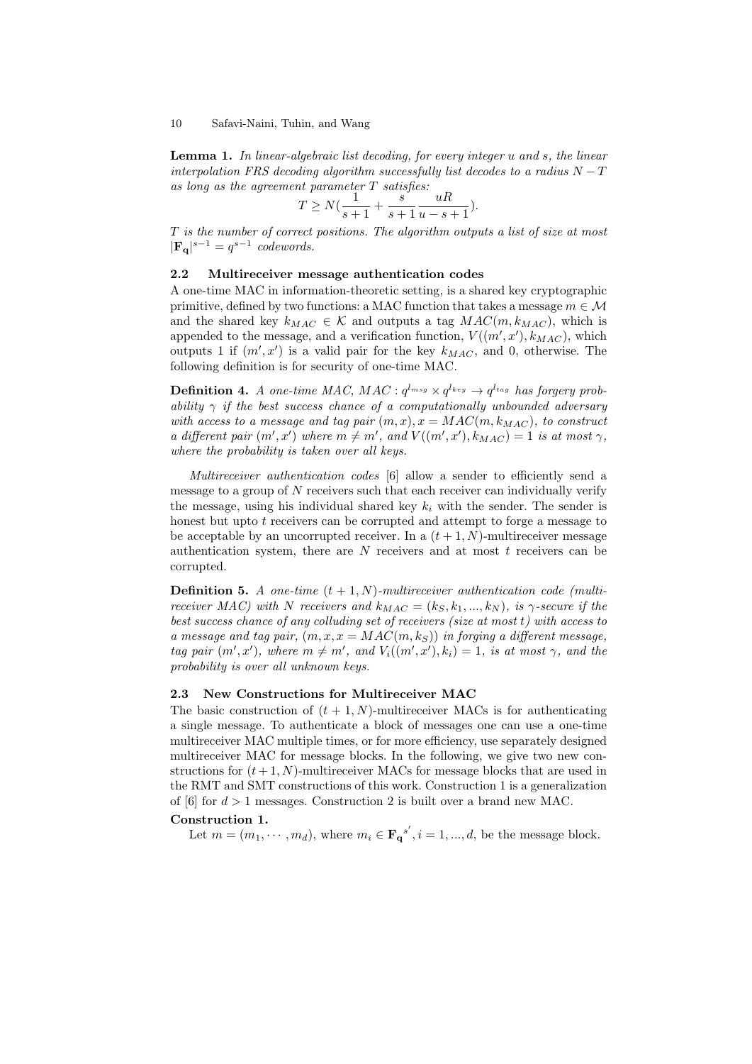**Lemma 1.** *In linear-algebraic list decoding, for every integer $u$ and $s$, the linear interpolation FRS decoding algorithm successfully list decodes to a radius $N - T$ as long as the agreement parameter $T$ satisfies:*

$$T \geq N(\frac{1}{s+1} + \frac{s}{s+1}\frac{uR}{u-s+1}).$$

*$T$ is the number of correct positions. The algorithm outputs a list of size at most $|\mathbf{F_q}|^{s-1} = q^{s-1}$ codewords.*

### 2.2 Multireceiver message authentication codes

A one-time MAC in information-theoretic setting, is a shared key cryptographic primitive, defined by two functions: a MAC function that takes a message $m \in \mathcal{M}$ and the shared key $k_{MAC} \in \mathcal{K}$ and outputs a tag $MAC(m, k_{MAC})$, which is appended to the message, and a verification function, $V((m', x'), k_{MAC})$, which outputs 1 if $(m', x')$ is a valid pair for the key $k_{MAC}$, and 0, otherwise. The following definition is for security of one-time MAC.

**Definition 4.** *A one-time MAC, $MAC : q^{l_{msg}} \times q^{l_{key}} \to q^{l_{tag}}$ has forgery probability $\gamma$ if the best success chance of a computationally unbounded adversary with access to a message and tag pair $(m, x), x = MAC(m, k_{MAC})$, to construct a different pair $(m', x')$ where $m \neq m'$, and $V((m', x'), k_{MAC}) = 1$ is at most $\gamma$, where the probability is taken over all keys.*

*Multireceiver authentication codes* [6] allow a sender to efficiently send a message to a group of $N$ receivers such that each receiver can individually verify the message, using his individual shared key $k_i$ with the sender. The sender is honest but upto $t$ receivers can be corrupted and attempt to forge a message to be acceptable by an uncorrupted receiver. In a $(t+1, N)$-multireceiver message authentication system, there are $N$ receivers and at most $t$ receivers can be corrupted.

**Definition 5.** *A one-time $(t+1, N)$-multireceiver authentication code (multireceiver MAC) with $N$ receivers and $k_{MAC} = (k_S, k_1, ..., k_N)$, is $\gamma$-secure if the best success chance of any colluding set of receivers (size at most $t$) with access to a message and tag pair, $(m, x, x = MAC(m, k_S))$ in forging a different message, tag pair $(m', x')$, where $m \neq m'$, and $V_i((m', x'), k_i) = 1$, is at most $\gamma$, and the probability is over all unknown keys.*

### 2.3 New Constructions for Multireceiver MAC

The basic construction of $(t+1, N)$-multireceiver MACs is for authenticating a single message. To authenticate a block of messages one can use a one-time multireceiver MAC multiple times, or for more efficiency, use separately designed multireceiver MAC for message blocks. In the following, we give two new constructions for $(t+1, N)$-multireceiver MACs for message blocks that are used in the RMT and SMT constructions of this work. Construction 1 is a generalization of [6] for $d > 1$ messages. Construction 2 is built over a brand new MAC.

**Construction 1.**

Let $m = (m_1, \cdots, m_d)$, where $m_i \in \mathbf{F_q}^{s'}, i = 1, ..., d$, be the message block.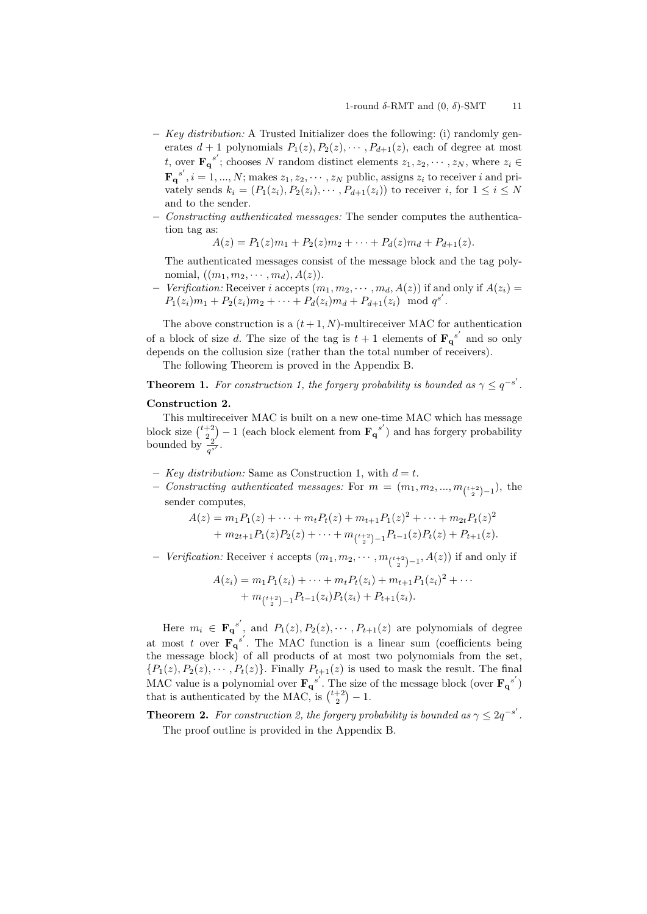- *Key distribution:* A Trusted Initializer does the following: (i) randomly generates $d+1$ polynomials $P_1(z), P_2(z), \cdots, P_{d+1}(z)$, each of degree at most $t$, over ${\mathbf{F_q}}^{s'}$; chooses $N$ random distinct elements $z_1, z_2, \cdots, z_N$, where $z_i \in {\mathbf{F_q}}^{s'}, i = 1, ..., N$; makes $z_1, z_2, \cdots, z_N$ public, assigns $z_i$ to receiver $i$ and privately sends $k_i = (P_1(z_i), P_2(z_i), \cdots, P_{d+1}(z_i))$ to receiver $i$, for $1 \leq i \leq N$ and to the sender.
- *Constructing authenticated messages:* The sender computes the authentication tag as:

$$A(z) = P_1(z)m_1 + P_2(z)m_2 + \cdots + P_d(z)m_d + P_{d+1}(z).$$

  The authenticated messages consist of the message block and the tag polynomial, $((m_1, m_2, \cdots, m_d), A(z))$.
- *Verification:* Receiver $i$ accepts $(m_1, m_2, \cdots, m_d, A(z))$ if and only if $A(z_i) = P_1(z_i)m_1 + P_2(z_i)m_2 + \cdots + P_d(z_i)m_d + P_{d+1}(z_i) \mod q^{s'}$.

The above construction is a $(t+1, N)$-multireceiver MAC for authentication of a block of size $d$. The size of the tag is $t+1$ elements of ${\mathbf{F_q}}^{s'}$ and so only depends on the collusion size (rather than the total number of receivers).

The following Theorem is proved in the Appendix B.

**Theorem 1.** *For construction 1, the forgery probability is bounded as $\gamma \leq q^{-s'}$.*

**Construction 2.**

This multireceiver MAC is built on a new one-time MAC which has message block size $\binom{t+2}{2} - 1$ (each block element from ${\mathbf{F_q}}^{s'}$) and has forgery probability bounded by $\frac{2}{q^{s'}}$.

- *Key distribution:* Same as Construction 1, with $d = t$.
- *Constructing authenticated messages:* For $m = (m_1, m_2, ..., m_{\binom{t+2}{2}-1})$, the sender computes,

$$A(z) = m_1P_1(z) + \cdots + m_tP_t(z) + m_{t+1}P_1(z)^2 + \cdots + m_{2t}P_t(z)^2 + m_{2t+1}P_1(z)P_2(z) + \cdots + m_{\binom{t+2}{2}-1}P_{t-1}(z)P_t(z) + P_{t+1}(z).$$

- *Verification:* Receiver $i$ accepts $(m_1, m_2, \cdots, m_{\binom{t+2}{2}-1}, A(z))$ if and only if

$$A(z_i) = m_1P_1(z_i) + \cdots + m_tP_t(z_i) + m_{t+1}P_1(z_i)^2 + \cdots + m_{\binom{t+2}{2}-1}P_{t-1}(z_i)P_t(z_i) + P_{t+1}(z_i).$$

Here $m_i \in {\mathbf{F_q}}^{s'}$, and $P_1(z), P_2(z), \cdots, P_{t+1}(z)$ are polynomials of degree at most $t$ over ${\mathbf{F_q}}^{s'}$. The MAC function is a linear sum (coefficients being the message block) of all products of at most two polynomials from the set, $\{P_1(z), P_2(z), \cdots, P_t(z)\}$. Finally $P_{t+1}(z)$ is used to mask the result. The final MAC value is a polynomial over ${\mathbf{F_q}}^{s'}$. The size of the message block (over ${\mathbf{F_q}}^{s'}$) that is authenticated by the MAC, is $\binom{t+2}{2} - 1$.

**Theorem 2.** *For construction 2, the forgery probability is bounded as $\gamma \leq 2q^{-s'}$.*

The proof outline is provided in the Appendix B.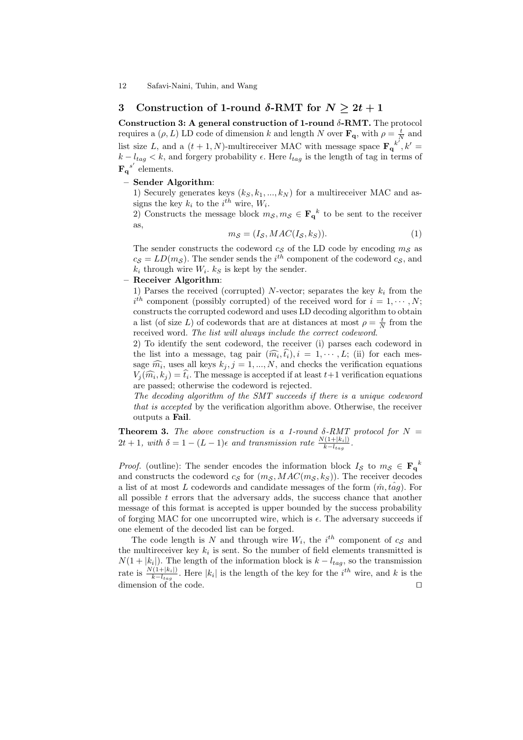## 3 Construction of 1-round $\delta$-RMT for $N \geq 2t+1$

**Construction 3: A general construction of 1-round $\delta$-RMT.** The protocol requires a $(\rho, L)$ LD code of dimension $k$ and length $N$ over $\mathbf{F_q}$, with $\rho = \frac{t}{N}$ and list size $L$, and a $(t+1, N)$-multireceiver MAC with message space $\mathbf{F_q}^{k'}, k' = k - l_{tag} < k$, and forgery probability $\epsilon$. Here $l_{tag}$ is the length of tag in terms of $\mathbf{F_q}^{s'}$ elements.

- **Sender Algorithm**:
  1) Securely generates keys $(k_S, k_1, ..., k_N)$ for a multireceiver MAC and assigns the key $k_i$ to the $i^{th}$ wire, $W_i$.
  2) Constructs the message block $m_{\mathcal{S}}, m_{\mathcal{S}} \in \mathbf{F_q}^k$ to be sent to the receiver as,
  $$m_{\mathcal{S}} = (I_{\mathcal{S}}, MAC(I_{\mathcal{S}}, k_S)). \tag{1}$$
  The sender constructs the codeword $c_{\mathcal{S}}$ of the LD code by encoding $m_{\mathcal{S}}$ as $c_{\mathcal{S}} = LD(m_{\mathcal{S}})$. The sender sends the $i^{th}$ component of the codeword $c_{\mathcal{S}}$, and $k_i$ through wire $W_i$. $k_S$ is kept by the sender.
- **Receiver Algorithm**:
  1) Parses the received (corrupted) $N$-vector; separates the key $k_i$ from the $i^{th}$ component (possibly corrupted) of the received word for $i = 1, \cdots, N$; constructs the corrupted codeword and uses LD decoding algorithm to obtain a list (of size $L$) of codewords that are at distances at most $\rho = \frac{t}{N}$ from the received word. *The list will always include the correct codeword.*
  2) To identify the sent codeword, the receiver (i) parses each codeword in the list into a message, tag pair $(\widehat{m_i}, \widehat{t_i}), i = 1, \cdots, L$; (ii) for each message $\widehat{m_i}$, uses all keys $k_j, j = 1, ..., N$, and checks the verification equations $V_j(\widehat{m_i}, k_j) = \widehat{t_i}$. The message is accepted if at least $t+1$ verification equations are passed; otherwise the codeword is rejected.
  *The decoding algorithm of the SMT succeeds if there is a unique codeword that is accepted* by the verification algorithm above. Otherwise, the receiver outputs a **Fail**.

**Theorem 3.** *The above construction is a 1-round $\delta$-RMT protocol for $N = 2t+1$, with $\delta = 1 - (L-1)\epsilon$ and transmission rate $\frac{N(1+|k_i|)}{k-l_{tag}}$.*

*Proof.* (outline): The sender encodes the information block $I_{\mathcal{S}}$ to $m_{\mathcal{S}} \in \mathbf{F_q}^k$ and constructs the codeword $c_{\mathcal{S}}$ for $(m_{\mathcal{S}}, MAC(m_{\mathcal{S}}, k_S))$. The receiver decodes a list of at most $L$ codewords and candidate messages of the form $(\hat{m}, \hat{tag})$. For all possible $t$ errors that the adversary adds, the success chance that another message of this format is accepted is upper bounded by the success probability of forging MAC for one uncorrupted wire, which is $\epsilon$. The adversary succeeds if one element of the decoded list can be forged.

The code length is $N$ and through wire $W_i$, the $i^{th}$ component of $c_{\mathcal{S}}$ and the multireceiver key $k_i$ is sent. So the number of field elements transmitted is $N(1+|k_i|)$. The length of the information block is $k - l_{tag}$, so the transmission rate is $\frac{N(1+|k_i|)}{k-l_{tag}}$. Here $|k_i|$ is the length of the key for the $i^{th}$ wire, and $k$ is the dimension of the code. $\square$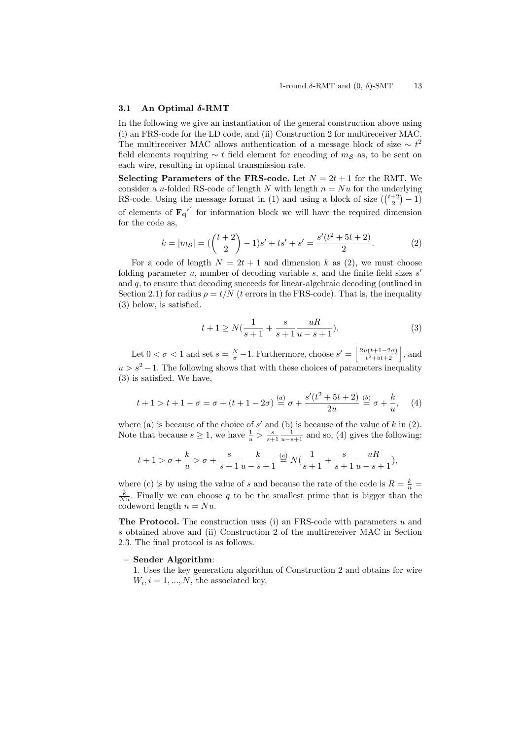### 3.1 An Optimal $\delta$-RMT

In the following we give an instantiation of the general construction above using (i) an FRS-code for the LD code, and (ii) Construction 2 for multireceiver MAC. The multireceiver MAC allows authentication of a message block of size $\sim t^2$ field elements requiring $\sim t$ field element for encoding of $m_{\mathcal{S}}$ as, to be sent on each wire, resulting in optimal transmission rate.

**Selecting Parameters of the FRS-code.** Let $N = 2t+1$ for the RMT. We consider a $u$-folded RS-code of length $N$ with length $n = Nu$ for the underlying RS-code. Using the message format in (1) and using a block of size $(\binom{t+2}{2} - 1)$ of elements of $\mathbf{F_q}^{s'}$ for information block we will have the required dimension for the code as,

$$k = |m_{\mathcal{S}}| = (\binom{t+2}{2} - 1)s' + ts' + s' = \frac{s'(t^2+5t+2)}{2}. \tag{2}$$

For a code of length $N = 2t+1$ and dimension $k$ as (2), we must choose folding parameter $u$, number of decoding variable $s$, and the finite field sizes $s'$ and $q$, to ensure that decoding succeeds for linear-algebraic decoding (outlined in Section 2.1) for radius $\rho = t/N$ ($t$ errors in the FRS-code). That is, the inequality (3) below, is satisfied.

$$t+1 \geq N(\frac{1}{s+1} + \frac{s}{s+1}\frac{uR}{u-s+1}). \tag{3}$$

Let $0 < \sigma < 1$ and set $s = \frac{N}{\sigma} - 1$. Furthermore, choose $s' = \left\lfloor \frac{2u(t+1-2\sigma)}{t^2+5t+2} \right\rfloor$, and $u > s^2 - 1$. The following shows that with these choices of parameters inequality (3) is satisfied. We have,

$$t+1 > t+1-\sigma = \sigma + (t+1-2\sigma) \overset{(a)}{=} \sigma + \frac{s'(t^2+5t+2)}{2u} \overset{(b)}{=} \sigma + \frac{k}{u}, \tag{4}$$

where (a) is because of the choice of $s'$ and (b) is because of the value of $k$ in (2). Note that because $s \geq 1$, we have $\frac{1}{u} > \frac{s}{s+1}\frac{1}{u-s+1}$ and so, (4) gives the following:

$$t+1 > \sigma + \frac{k}{u} > \sigma + \frac{s}{s+1}\frac{k}{u-s+1} \overset{(c)}{=} N(\frac{1}{s+1} + \frac{s}{s+1}\frac{uR}{u-s+1}),$$

where (c) is by using the value of $s$ and because the rate of the code is $R = \frac{k}{n} = \frac{k}{Nu}$. Finally we can choose $q$ to be the smallest prime that is bigger than the codeword length $n = Nu$.

**The Protocol.** The construction uses (i) an FRS-code with parameters $u$ and $s$ obtained above and (ii) Construction 2 of the multireceiver MAC in Section 2.3. The final protocol is as follows.

– **Sender Algorithm**:
  1. Uses the key generation algorithm of Construction 2 and obtains for wire $W_i, i = 1, ..., N$, the associated key,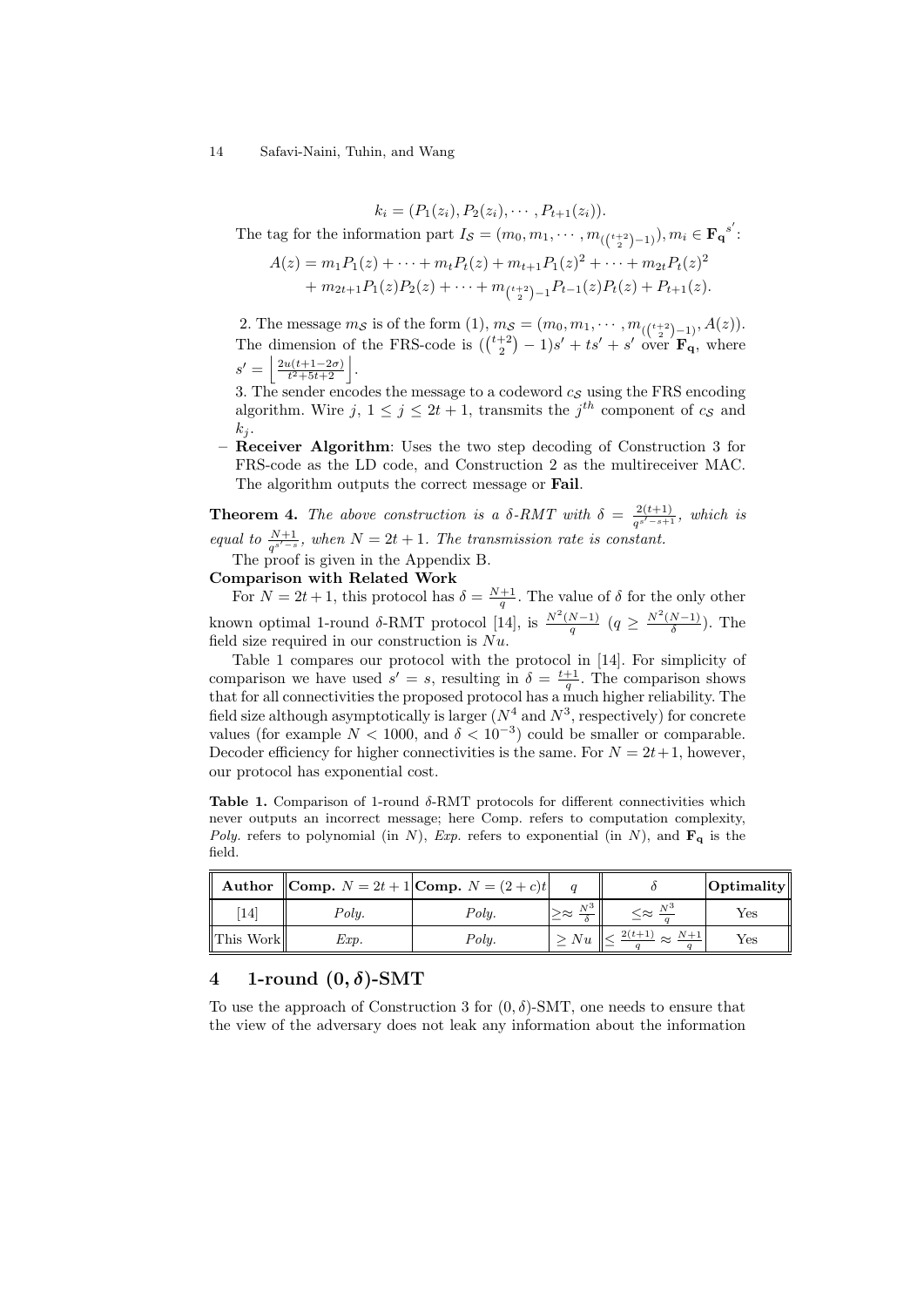$$k_i = (P_1(z_i), P_2(z_i), \cdots, P_{t+1}(z_i)).$$

The tag for the information part $I_{\mathcal{S}} = (m_0, m_1, \cdots, m_{(\binom{t+2}{2}-1)}), m_i \in \mathbf{F_q}^{s'}$:

$$A(z) = m_1 P_1(z) + \cdots + m_t P_t(z) + m_{t+1} P_1(z)^2 + \cdots + m_{2t} P_t(z)^2$$
$$+ m_{2t+1} P_1(z) P_2(z) + \cdots + m_{\binom{t+2}{2}-1} P_{t-1}(z) P_t(z) + P_{t+1}(z).$$

2. The message $m_{\mathcal{S}}$ is of the form (1), $m_{\mathcal{S}} = (m_0, m_1, \cdots, m_{(\binom{t+2}{2}-1)}, A(z))$. The dimension of the FRS-code is $(\binom{t+2}{2}-1)s' + ts' + s'$ over $\mathbf{F_q}$, where $s' = \left\lfloor \frac{2u(t+1-2\sigma)}{t^2+5t+2} \right\rfloor$.

3. The sender encodes the message to a codeword $c_{\mathcal{S}}$ using the FRS encoding algorithm. Wire $j$, $1 \leq j \leq 2t+1$, transmits the $j^{th}$ component of $c_{\mathcal{S}}$ and $k_j$.

– **Receiver Algorithm**: Uses the two step decoding of Construction 3 for FRS-code as the LD code, and Construction 2 as the multireceiver MAC. The algorithm outputs the correct message or **Fail**.

**Theorem 4.** *The above construction is a $\delta$-RMT with $\delta = \frac{2(t+1)}{q^{s'-s+1}}$, which is equal to $\frac{N+1}{q^{s'-s}}$, when $N = 2t+1$. The transmission rate is constant.*

The proof is given in the Appendix B.

**Comparison with Related Work**

For $N = 2t+1$, this protocol has $\delta = \frac{N+1}{q}$. The value of $\delta$ for the only other known optimal 1-round $\delta$-RMT protocol [14], is $\frac{N^2(N-1)}{q}$ ($q \geq \frac{N^2(N-1)}{\delta}$). The field size required in our construction is $Nu$.

Table 1 compares our protocol with the protocol in [14]. For simplicity of comparison we have used $s' = s$, resulting in $\delta = \frac{t+1}{q}$. The comparison shows that for all connectivities the proposed protocol has a much higher reliability. The field size although asymptotically is larger ($N^4$ and $N^3$, respectively) for concrete values (for example $N < 1000$, and $\delta < 10^{-3}$) could be smaller or comparable. Decoder efficiency for higher connectivities is the same. For $N = 2t+1$, however, our protocol has exponential cost.

**Table 1.** Comparison of 1-round $\delta$-RMT protocols for different connectivities which never outputs an incorrect message; here Comp. refers to computation complexity, *Poly.* refers to polynomial (in $N$), *Exp.* refers to exponential (in $N$), and $\mathbf{F_q}$ is the field.

| Author | Comp. $N = 2t+1$ | Comp. $N = (2+c)t$ | $q$ | $\delta$ | Optimality |
|---|---|---|---|---|---|
| [14] | *Poly.* | *Poly.* | $\geq\approx \frac{N^3}{\delta}$ | $\leq\approx \frac{N^3}{q}$ | Yes |
| This Work | *Exp.* | *Poly.* | $\geq Nu$ | $\leq \frac{2(t+1)}{q} \approx \frac{N+1}{q}$ | Yes |

## 4 1-round $(0, \delta)$-SMT

To use the approach of Construction 3 for $(0, \delta)$-SMT, one needs to ensure that the view of the adversary does not leak any information about the information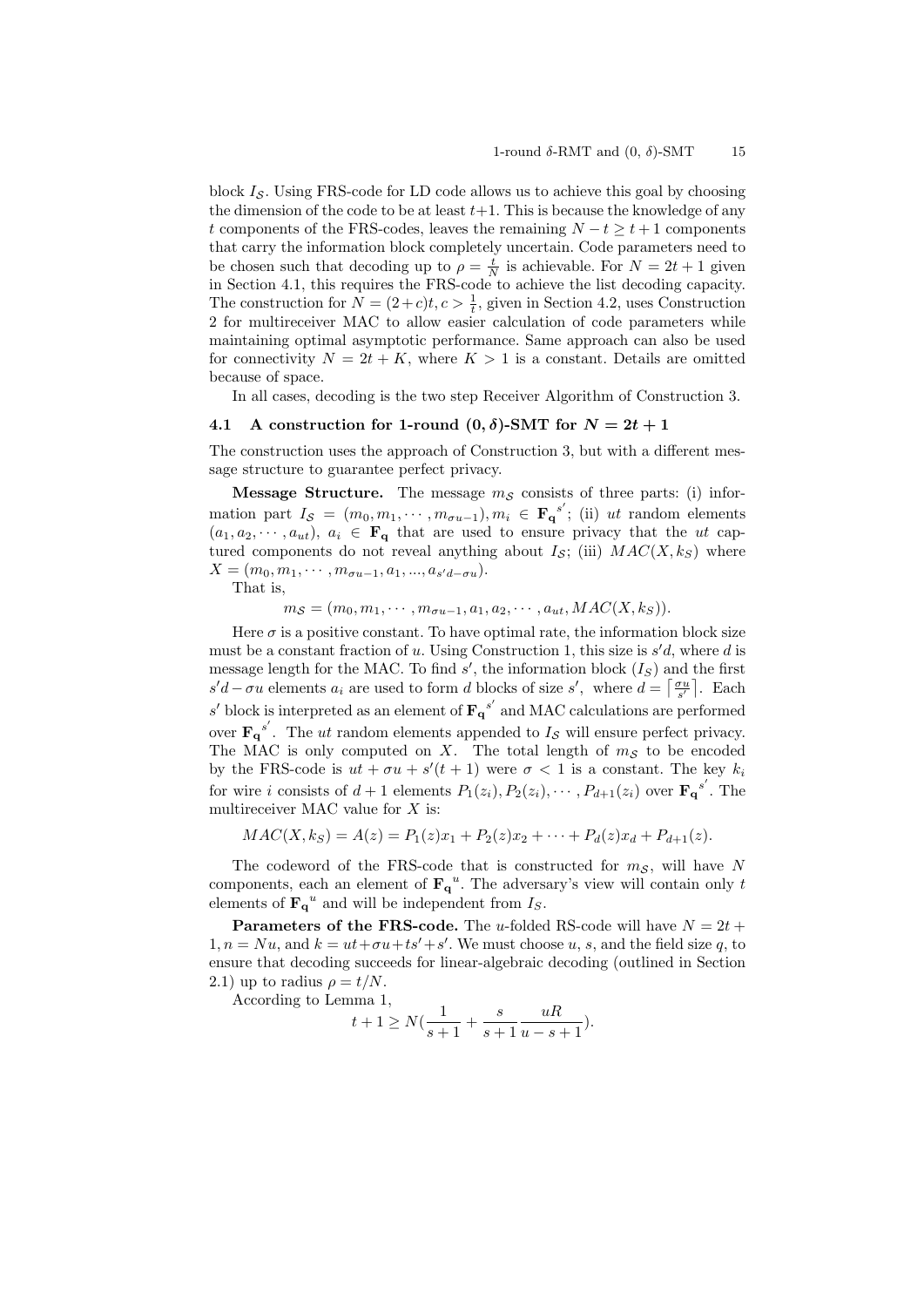block $I_{\mathcal{S}}$. Using FRS-code for LD code allows us to achieve this goal by choosing the dimension of the code to be at least $t+1$. This is because the knowledge of any $t$ components of the FRS-codes, leaves the remaining $N-t \geq t+1$ components that carry the information block completely uncertain. Code parameters need to be chosen such that decoding up to $\rho = \frac{t}{N}$ is achievable. For $N = 2t+1$ given in Section 4.1, this requires the FRS-code to achieve the list decoding capacity. The construction for $N = (2+c)t, c > \frac{1}{t}$, given in Section 4.2, uses Construction 2 for multireceiver MAC to allow easier calculation of code parameters while maintaining optimal asymptotic performance. Same approach can also be used for connectivity $N = 2t + K$, where $K > 1$ is a constant. Details are omitted because of space.

In all cases, decoding is the two step Receiver Algorithm of Construction 3.

### 4.1 A construction for 1-round $(0, \delta)$-SMT for $N = 2t + 1$

The construction uses the approach of Construction 3, but with a different message structure to guarantee perfect privacy.

**Message Structure.** The message $m_{\mathcal{S}}$ consists of three parts: (i) information part $I_{\mathcal{S}} = (m_0, m_1, \cdots, m_{\sigma u-1}), m_i \in \mathbf{F_q}^{s'}$; (ii) $ut$ random elements $(a_1, a_2, \cdots, a_{ut})$, $a_i \in \mathbf{F_q}$ that are used to ensure privacy that the $ut$ captured components do not reveal anything about $I_{\mathcal{S}}$; (iii) $MAC(X, k_S)$ where $X = (m_0, m_1, \cdots, m_{\sigma u-1}, a_1, ..., a_{s'd-\sigma u})$.

That is,

$$m_{\mathcal{S}} = (m_0, m_1, \cdots, m_{\sigma u-1}, a_1, a_2, \cdots, a_{ut}, MAC(X, k_S)).$$

Here $\sigma$ is a positive constant. To have optimal rate, the information block size must be a constant fraction of $u$. Using Construction 1, this size is $s'd$, where $d$ is message length for the MAC. To find $s'$, the information block $(I_S)$ and the first $s'd - \sigma u$ elements $a_i$ are used to form $d$ blocks of size $s'$, where $d = \left\lceil \frac{\sigma u}{s'} \right\rceil$. Each $s'$ block is interpreted as an element of $\mathbf{F_q}^{s'}$ and MAC calculations are performed over $\mathbf{F_q}^{s'}$. The $ut$ random elements appended to $I_{\mathcal{S}}$ will ensure perfect privacy. The MAC is only computed on $X$. The total length of $m_{\mathcal{S}}$ to be encoded by the FRS-code is $ut + \sigma u + s'(t+1)$ were $\sigma < 1$ is a constant. The key $k_i$ for wire $i$ consists of $d+1$ elements $P_1(z_i), P_2(z_i), \cdots, P_{d+1}(z_i)$ over $\mathbf{F_q}^{s'}$. The multireceiver MAC value for $X$ is:

$$MAC(X, k_S) = A(z) = P_1(z)x_1 + P_2(z)x_2 + \cdots + P_d(z)x_d + P_{d+1}(z).$$

The codeword of the FRS-code that is constructed for $m_{\mathcal{S}}$, will have $N$ components, each an element of $\mathbf{F_q}^u$. The adversary's view will contain only $t$ elements of $\mathbf{F_q}^u$ and will be independent from $I_S$.

**Parameters of the FRS-code.** The $u$-folded RS-code will have $N = 2t + 1, n = Nu$, and $k = ut + \sigma u + ts' + s'$. We must choose $u$, $s$, and the field size $q$, to ensure that decoding succeeds for linear-algebraic decoding (outlined in Section 2.1) up to radius $\rho = t/N$.

According to Lemma 1,

$$t + 1 \geq N\left(\frac{1}{s+1} + \frac{s}{s+1}\frac{uR}{u-s+1}\right).$$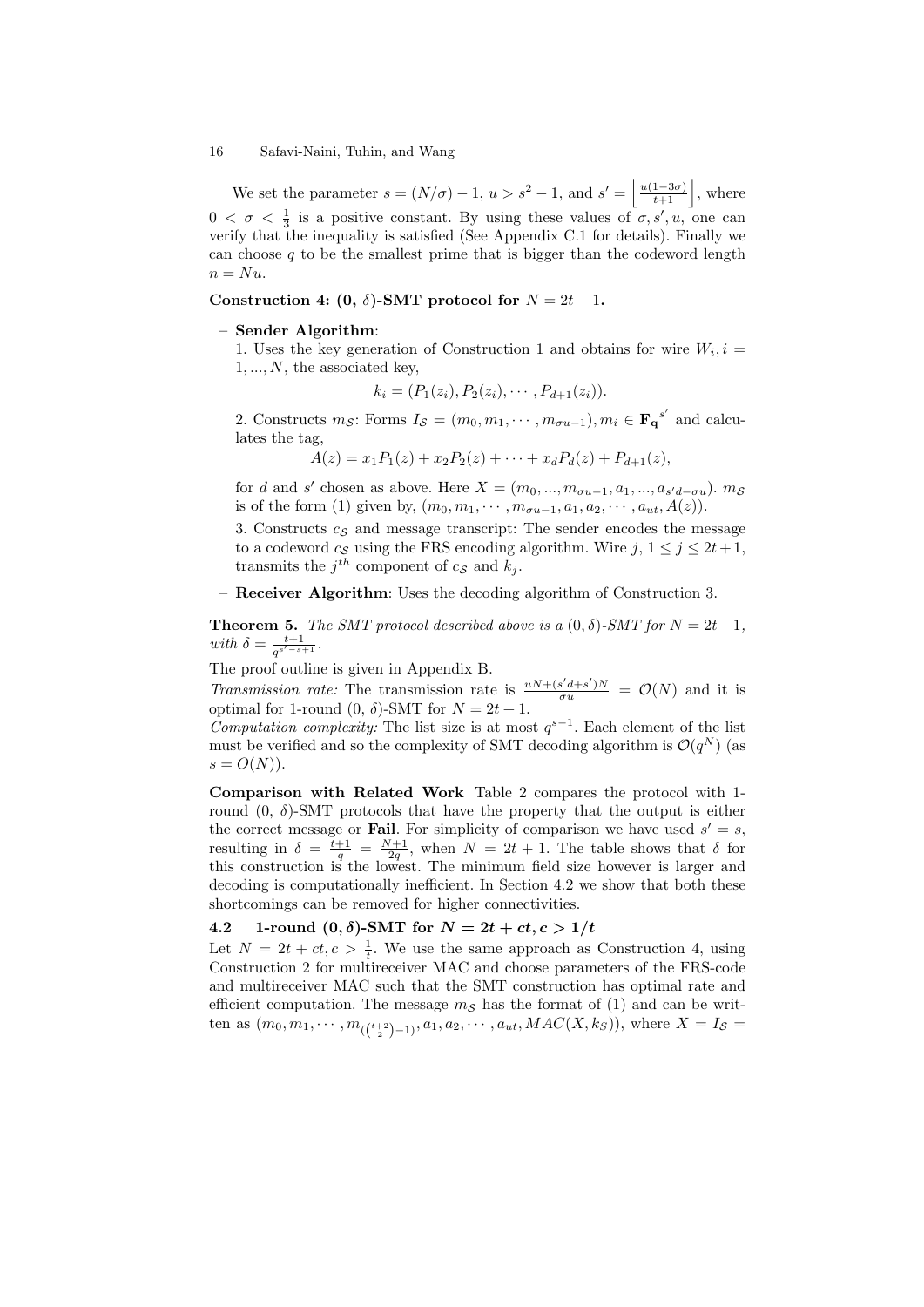We set the parameter $s = (N/\sigma) - 1$, $u > s^2 - 1$, and $s' = \left\lfloor \frac{u(1-3\sigma)}{t+1} \right\rfloor$, where $0 < \sigma < \frac{1}{3}$ is a positive constant. By using these values of $\sigma, s', u$, one can verify that the inequality is satisfied (See Appendix C.1 for details). Finally we can choose $q$ to be the smallest prime that is bigger than the codeword length $n = Nu$.

**Construction 4: (0, $\delta$)-SMT protocol for $N = 2t + 1$.**

- **Sender Algorithm**:
  1. Uses the key generation of Construction 1 and obtains for wire $W_i, i = 1, ..., N$, the associated key,
  $$k_i = (P_1(z_i), P_2(z_i), \cdots, P_{d+1}(z_i)).$$
  2. Constructs $m_{\mathcal{S}}$: Forms $I_{\mathcal{S}} = (m_0, m_1, \cdots, m_{\sigma u-1}), m_i \in \mathbf{F_q}^{s'}$ and calculates the tag,
  $$A(z) = x_1 P_1(z) + x_2 P_2(z) + \cdots + x_d P_d(z) + P_{d+1}(z),$$
  for $d$ and $s'$ chosen as above. Here $X = (m_0, ..., m_{\sigma u-1}, a_1, ..., a_{s'd-\sigma u})$. $m_{\mathcal{S}}$ is of the form (1) given by, $(m_0, m_1, \cdots, m_{\sigma u-1}, a_1, a_2, \cdots, a_{ut}, A(z))$.
  3. Constructs $c_{\mathcal{S}}$ and message transcript: The sender encodes the message to a codeword $c_{\mathcal{S}}$ using the FRS encoding algorithm. Wire $j$, $1 \le j \le 2t+1$, transmits the $j^{th}$ component of $c_{\mathcal{S}}$ and $k_j$.
- **Receiver Algorithm**: Uses the decoding algorithm of Construction 3.

**Theorem 5.** *The SMT protocol described above is a* $(0, \delta)$*-SMT for* $N = 2t+1$*, with* $\delta = \frac{t+1}{q^{s'-s+1}}$*.*

The proof outline is given in Appendix B.

*Transmission rate:* The transmission rate is $\frac{uN+(s'd+s')N}{\sigma u} = \mathcal{O}(N)$ and it is optimal for 1-round (0, $\delta$)-SMT for $N = 2t + 1$.

*Computation complexity:* The list size is at most $q^{s-1}$. Each element of the list must be verified and so the complexity of SMT decoding algorithm is $\mathcal{O}(q^N)$ (as $s = O(N)$).

**Comparison with Related Work** Table 2 compares the protocol with 1-round (0, $\delta$)-SMT protocols that have the property that the output is either the correct message or **Fail**. For simplicity of comparison we have used $s' = s$, resulting in $\delta = \frac{t+1}{q} = \frac{N+1}{2q}$, when $N = 2t + 1$. The table shows that $\delta$ for this construction is the lowest. The minimum field size however is larger and decoding is computationally inefficient. In Section 4.2 we show that both these shortcomings can be removed for higher connectivities.

### 4.2 1-round $(0, \delta)$-SMT for $N = 2t + ct, c > 1/t$

Let $N = 2t + ct, c > \frac{1}{t}$. We use the same approach as Construction 4, using Construction 2 for multireceiver MAC and choose parameters of the FRS-code and multireceiver MAC such that the SMT construction has optimal rate and efficient computation. The message $m_{\mathcal{S}}$ has the format of (1) and can be written as $(m_0, m_1, \cdots, m_{(\binom{t+2}{2}-1)}, a_1, a_2, \cdots, a_{ut}, MAC(X, k_{\mathcal{S}}))$, where $X = I_{\mathcal{S}} =$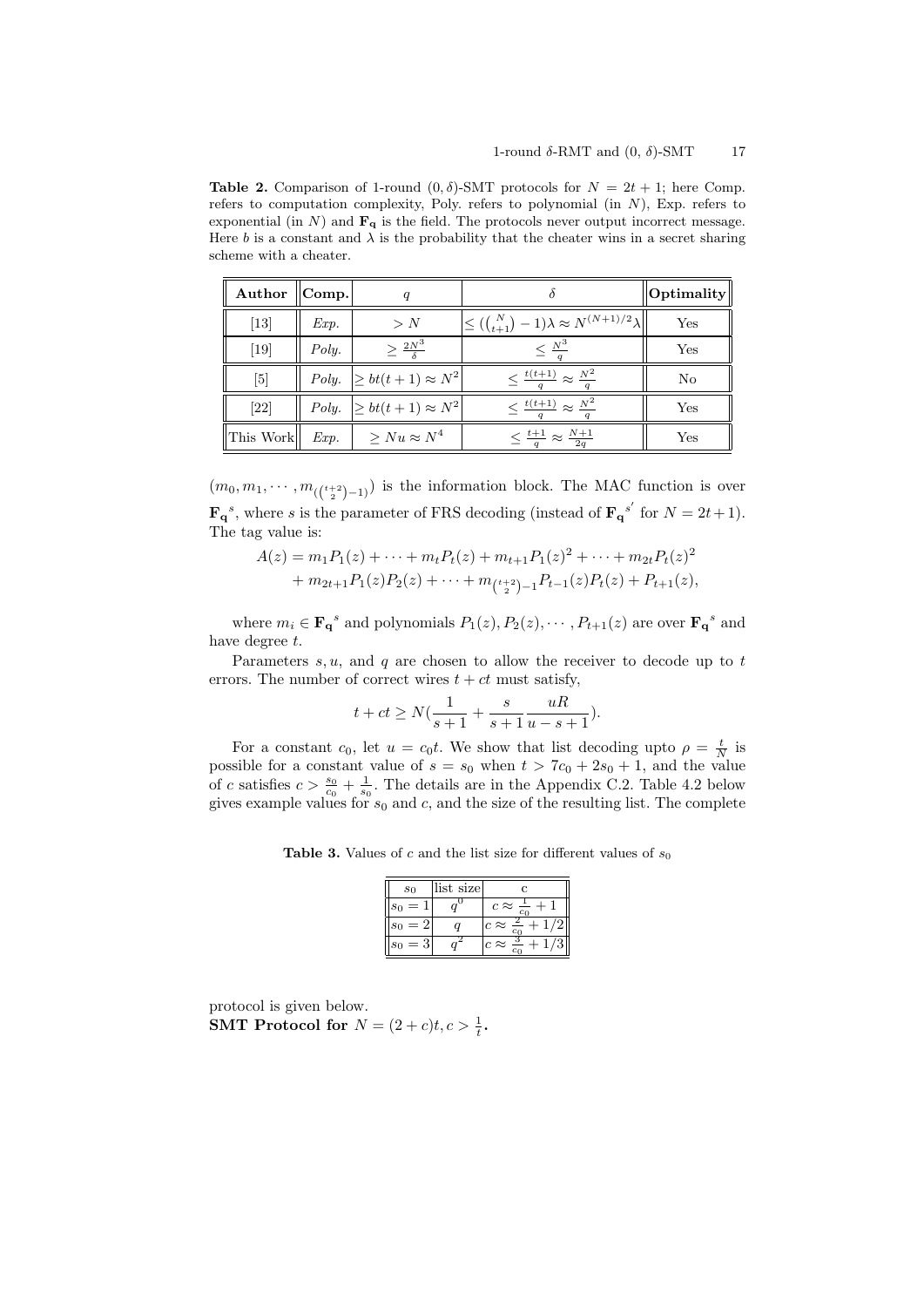**Table 2.** Comparison of 1-round $(0, \delta)$-SMT protocols for $N = 2t + 1$; here Comp. refers to computation complexity, Poly. refers to polynomial (in $N$), Exp. refers to exponential (in $N$) and $\mathbf{F_q}$ is the field. The protocols never output incorrect message. Here $b$ is a constant and $\lambda$ is the probability that the cheater wins in a secret sharing scheme with a cheater.

| Author | Comp. | $q$ | $\delta$ | Optimality |
|---|---|---|---|---|
| [13] | *Exp.* | $> N$ | $\leq (\binom{N}{t+1} - 1)\lambda \approx N^{(N+1)/2}\lambda$ | Yes |
| [19] | *Poly.* | $\geq \frac{2N^3}{\delta}$ | $\leq \frac{N^3}{q}$ | Yes |
| [5] | *Poly.* | $\geq bt(t+1) \approx N^2$ | $\leq \frac{t(t+1)}{q} \approx \frac{N^2}{q}$ | No |
| [22] | *Poly.* | $\geq bt(t+1) \approx N^2$ | $\leq \frac{t(t+1)}{q} \approx \frac{N^2}{q}$ | Yes |
| This Work | *Exp.* | $\geq Nu \approx N^4$ | $\leq \frac{t+1}{q} \approx \frac{N+1}{2q}$ | Yes |

$(m_0, m_1, \cdots, m_{(\binom{t+2}{2}-1)})$ is the information block. The MAC function is over $\mathbf{F_q}^s$, where $s$ is the parameter of FRS decoding (instead of $\mathbf{F_q}^{s'}$ for $N = 2t+1$). The tag value is:

$$A(z) = m_1 P_1(z) + \cdots + m_t P_t(z) + m_{t+1} P_1(z)^2 + \cdots + m_{2t} P_t(z)^2 + m_{2t+1} P_1(z) P_2(z) + \cdots + m_{\binom{t+2}{2}-1} P_{t-1}(z) P_t(z) + P_{t+1}(z),$$

where $m_i \in \mathbf{F_q}^s$ and polynomials $P_1(z), P_2(z), \cdots, P_{t+1}(z)$ are over $\mathbf{F_q}^s$ and have degree $t$.

Parameters $s, u$, and $q$ are chosen to allow the receiver to decode up to $t$ errors. The number of correct wires $t + ct$ must satisfy,

$$t + ct \geq N\left(\frac{1}{s+1} + \frac{s}{s+1}\frac{uR}{u-s+1}\right).$$

For a constant $c_0$, let $u = c_0 t$. We show that list decoding upto $\rho = \frac{t}{N}$ is possible for a constant value of $s = s_0$ when $t > 7c_0 + 2s_0 + 1$, and the value of $c$ satisfies $c > \frac{s_0}{c_0} + \frac{1}{s_0}$. The details are in the Appendix C.2. Table 4.2 below gives example values for $s_0$ and $c$, and the size of the resulting list. The complete protocol is given below.

**Table 3.** Values of $c$ and the list size for different values of $s_0$

| $s_0$ | list size | c |
|---|---|---|
| $s_0 = 1$ | $q^0$ | $c \approx \frac{1}{c_0} + 1$ |
| $s_0 = 2$ | $q$ | $c \approx \frac{2}{c_0} + 1/2$ |
| $s_0 = 3$ | $q^2$ | $c \approx \frac{3}{c_0} + 1/3$ |

**SMT Protocol for $N = (2 + c)t, c > \frac{1}{t}$.**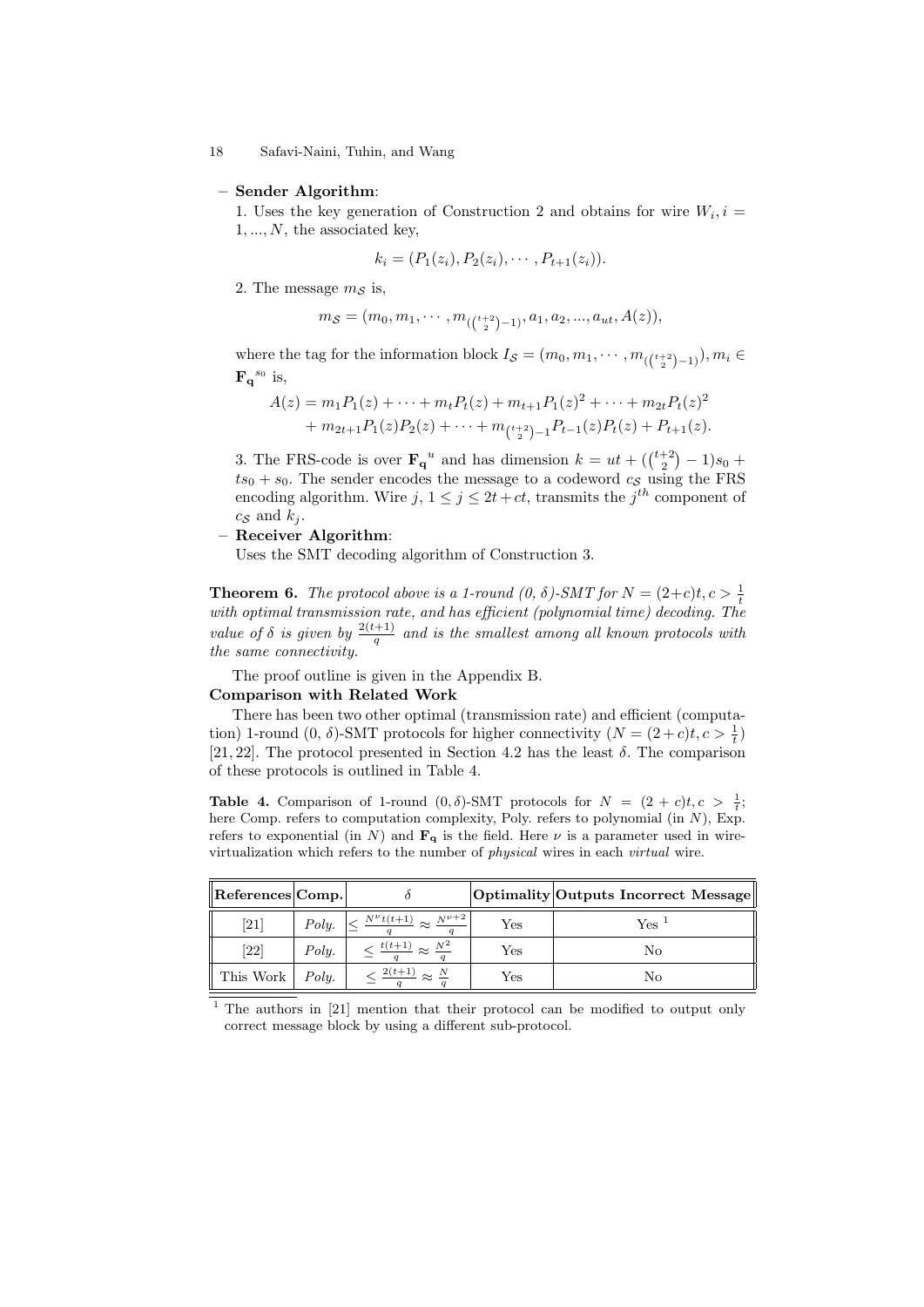– **Sender Algorithm**:

1. Uses the key generation of Construction 2 and obtains for wire $W_i, i = 1, ..., N$, the associated key,

$$k_i = (P_1(z_i), P_2(z_i), \cdots, P_{t+1}(z_i)).$$

2. The message $m_{\mathcal{S}}$ is,

$$m_{\mathcal{S}} = (m_0, m_1, \cdots, m_{(\binom{t+2}{2}-1)}, a_1, a_2, ..., a_{ut}, A(z)),$$

where the tag for the information block $I_{\mathcal{S}} = (m_0, m_1, \cdots, m_{(\binom{t+2}{2}-1)}), m_i \in \mathbf{F_q}^{s_0}$ is,

$$\begin{aligned} A(z) &= m_1 P_1(z) + \cdots + m_t P_t(z) + m_{t+1} P_1(z)^2 + \cdots + m_{2t} P_t(z)^2 \\ &+ m_{2t+1} P_1(z) P_2(z) + \cdots + m_{\binom{t+2}{2}-1} P_{t-1}(z) P_t(z) + P_{t+1}(z). \end{aligned}$$

3. The FRS-code is over $\mathbf{F_q}^u$ and has dimension $k = ut + (\binom{t+2}{2} - 1)s_0 + ts_0 + s_0$. The sender encodes the message to a codeword $c_{\mathcal{S}}$ using the FRS encoding algorithm. Wire $j$, $1 \le j \le 2t + ct$, transmits the $j^{th}$ component of $c_{\mathcal{S}}$ and $k_j$.

– **Receiver Algorithm**:
Uses the SMT decoding algorithm of Construction 3.

**Theorem 6.** *The protocol above is a 1-round (0, δ)-SMT for $N = (2+c)t, c > \frac{1}{t}$ with optimal transmission rate, and has efficient (polynomial time) decoding. The value of δ is given by $\frac{2(t+1)}{q}$ and is the smallest among all known protocols with the same connectivity.*

The proof outline is given in the Appendix B.

**Comparison with Related Work**

There has been two other optimal (transmission rate) and efficient (computation) 1-round (0, δ)-SMT protocols for higher connectivity ($N = (2+c)t, c > \frac{1}{t}$) [21, 22]. The protocol presented in Section 4.2 has the least δ. The comparison of these protocols is outlined in Table 4.

**Table 4.** Comparison of 1-round $(0, \delta)$-SMT protocols for $N = (2 + c)t, c > \frac{1}{t}$; here Comp. refers to computation complexity, Poly. refers to polynomial (in $N$), Exp. refers to exponential (in $N$) and $\mathbf{F_q}$ is the field. Here $\nu$ is a parameter used in wire-virtualization which refers to the number of *physical* wires in each *virtual* wire.

| References | Comp. | $\delta$ | Optimality | Outputs Incorrect Message |
|---|---|---|---|---|
| [21] | *Poly.* | $\le \frac{N^\nu t(t+1)}{q} \approx \frac{N^{\nu+2}}{q}$ | Yes | Yes [1] |
| [22] | *Poly.* | $\le \frac{t(t+1)}{q} \approx \frac{N^2}{q}$ | Yes | No |
| This Work | *Poly.* | $\le \frac{2(t+1)}{q} \approx \frac{N}{q}$ | Yes | No |

[1] The authors in [21] mention that their protocol can be modified to output only correct message block by using a different sub-protocol.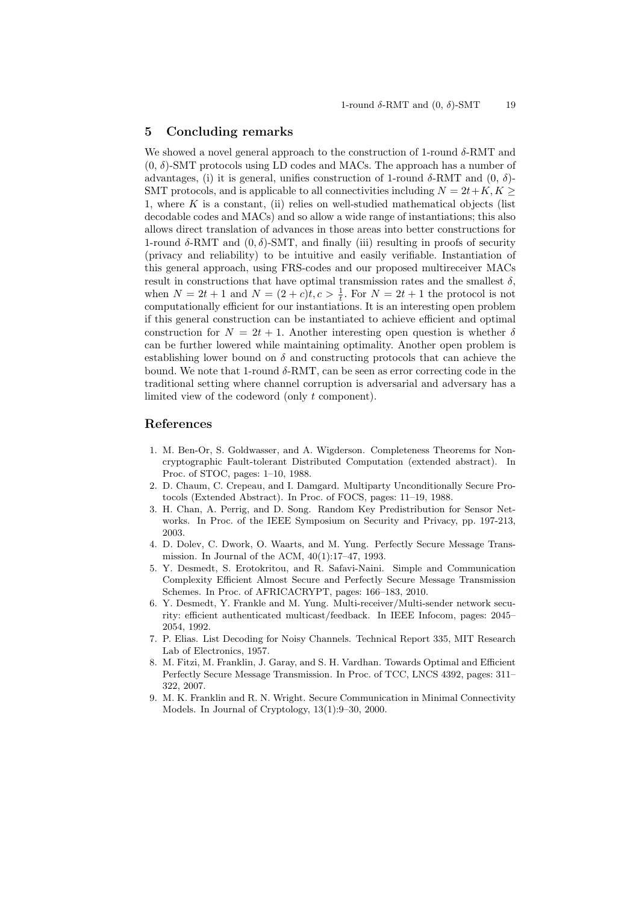## 5 Concluding remarks

We showed a novel general approach to the construction of 1-round $\delta$-RMT and $(0, \delta)$-SMT protocols using LD codes and MACs. The approach has a number of advantages, (i) it is general, unifies construction of 1-round $\delta$-RMT and $(0, \delta)$-SMT protocols, and is applicable to all connectivities including $N = 2t+K, K \geq 1$, where $K$ is a constant, (ii) relies on well-studied mathematical objects (list decodable codes and MACs) and so allow a wide range of instantiations; this also allows direct translation of advances in those areas into better constructions for 1-round $\delta$-RMT and $(0, \delta)$-SMT, and finally (iii) resulting in proofs of security (privacy and reliability) to be intuitive and easily verifiable. Instantiation of this general approach, using FRS-codes and our proposed multireceiver MACs result in constructions that have optimal transmission rates and the smallest $\delta$, when $N = 2t + 1$ and $N = (2 + c)t, c > \frac{1}{t}$. For $N = 2t + 1$ the protocol is not computationally efficient for our instantiations. It is an interesting open problem if this general construction can be instantiated to achieve efficient and optimal construction for $N = 2t + 1$. Another interesting open question is whether $\delta$ can be further lowered while maintaining optimality. Another open problem is establishing lower bound on $\delta$ and constructing protocols that can achieve the bound. We note that 1-round $\delta$-RMT, can be seen as error correcting code in the traditional setting where channel corruption is adversarial and adversary has a limited view of the codeword (only $t$ component).

## References

1. M. Ben-Or, S. Goldwasser, and A. Wigderson. Completeness Theorems for Non-cryptographic Fault-tolerant Distributed Computation (extended abstract). In Proc. of STOC, pages: 1–10, 1988.
2. D. Chaum, C. Crepeau, and I. Damgard. Multiparty Unconditionally Secure Protocols (Extended Abstract). In Proc. of FOCS, pages: 11–19, 1988.
3. H. Chan, A. Perrig, and D. Song. Random Key Predistribution for Sensor Networks. In Proc. of the IEEE Symposium on Security and Privacy, pp. 197-213, 2003.
4. D. Dolev, C. Dwork, O. Waarts, and M. Yung. Perfectly Secure Message Transmission. In Journal of the ACM, 40(1):17–47, 1993.
5. Y. Desmedt, S. Erotokritou, and R. Safavi-Naini. Simple and Communication Complexity Efficient Almost Secure and Perfectly Secure Message Transmission Schemes. In Proc. of AFRICACRYPT, pages: 166–183, 2010.
6. Y. Desmedt, Y. Frankle and M. Yung. Multi-receiver/Multi-sender network security: efficient authenticated multicast/feedback. In IEEE Infocom, pages: 2045–2054, 1992.
7. P. Elias. List Decoding for Noisy Channels. Technical Report 335, MIT Research Lab of Electronics, 1957.
8. M. Fitzi, M. Franklin, J. Garay, and S. H. Vardhan. Towards Optimal and Efficient Perfectly Secure Message Transmission. In Proc. of TCC, LNCS 4392, pages: 311–322, 2007.
9. M. K. Franklin and R. N. Wright. Secure Communication in Minimal Connectivity Models. In Journal of Cryptology, 13(1):9–30, 2000.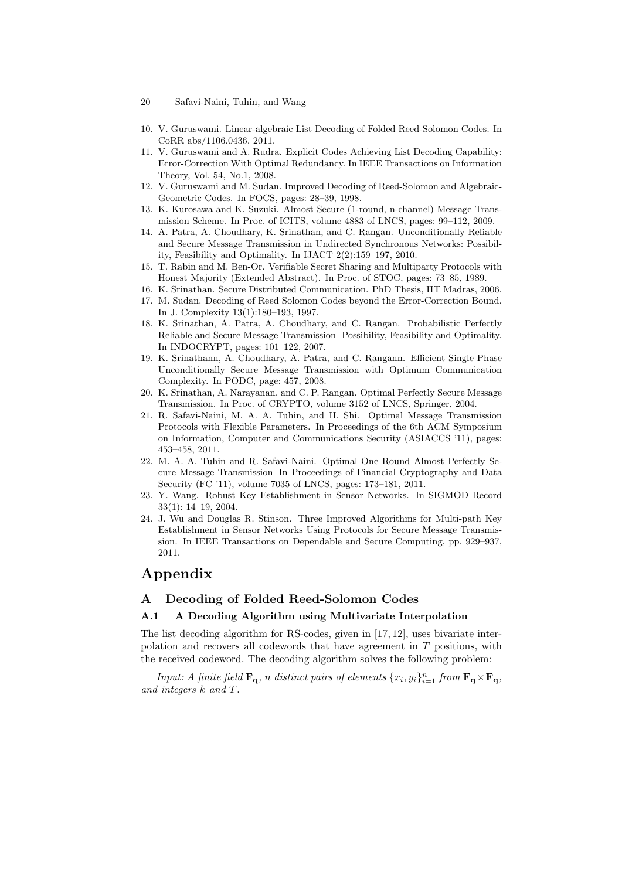10. V. Guruswami. Linear-algebraic List Decoding of Folded Reed-Solomon Codes. In CoRR abs/1106.0436, 2011.
11. V. Guruswami and A. Rudra. Explicit Codes Achieving List Decoding Capability: Error-Correction With Optimal Redundancy. In IEEE Transactions on Information Theory, Vol. 54, No.1, 2008.
12. V. Guruswami and M. Sudan. Improved Decoding of Reed-Solomon and Algebraic-Geometric Codes. In FOCS, pages: 28–39, 1998.
13. K. Kurosawa and K. Suzuki. Almost Secure (1-round, n-channel) Message Transmission Scheme. In Proc. of ICITS, volume 4883 of LNCS, pages: 99–112, 2009.
14. A. Patra, A. Choudhary, K. Srinathan, and C. Rangan. Unconditionally Reliable and Secure Message Transmission in Undirected Synchronous Networks: Possibility, Feasibility and Optimality. In IJACT 2(2):159–197, 2010.
15. T. Rabin and M. Ben-Or. Verifiable Secret Sharing and Multiparty Protocols with Honest Majority (Extended Abstract). In Proc. of STOC, pages: 73–85, 1989.
16. K. Srinathan. Secure Distributed Communication. PhD Thesis, IIT Madras, 2006.
17. M. Sudan. Decoding of Reed Solomon Codes beyond the Error-Correction Bound. In J. Complexity 13(1):180–193, 1997.
18. K. Srinathan, A. Patra, A. Choudhary, and C. Rangan. Probabilistic Perfectly Reliable and Secure Message Transmission Possibility, Feasibility and Optimality. In INDOCRYPT, pages: 101–122, 2007.
19. K. Srinathann, A. Choudhary, A. Patra, and C. Rangann. Efficient Single Phase Unconditionally Secure Message Transmission with Optimum Communication Complexity. In PODC, page: 457, 2008.
20. K. Srinathan, A. Narayanan, and C. P. Rangan. Optimal Perfectly Secure Message Transmission. In Proc. of CRYPTO, volume 3152 of LNCS, Springer, 2004.
21. R. Safavi-Naini, M. A. A. Tuhin, and H. Shi. Optimal Message Transmission Protocols with Flexible Parameters. In Proceedings of the 6th ACM Symposium on Information, Computer and Communications Security (ASIACCS '11), pages: 453–458, 2011.
22. M. A. A. Tuhin and R. Safavi-Naini. Optimal One Round Almost Perfectly Secure Message Transmission In Proceedings of Financial Cryptography and Data Security (FC '11), volume 7035 of LNCS, pages: 173–181, 2011.
23. Y. Wang. Robust Key Establishment in Sensor Networks. In SIGMOD Record 33(1): 14–19, 2004.
24. J. Wu and Douglas R. Stinson. Three Improved Algorithms for Multi-path Key Establishment in Sensor Networks Using Protocols for Secure Message Transmission. In IEEE Transactions on Dependable and Secure Computing, pp. 929–937, 2011.

# Appendix

## A Decoding of Folded Reed-Solomon Codes

### A.1 A Decoding Algorithm using Multivariate Interpolation

The list decoding algorithm for RS-codes, given in [17, 12], uses bivariate interpolation and recovers all codewords that have agreement in $T$ positions, with the received codeword. The decoding algorithm solves the following problem:

*Input: A finite field* $\mathbf{F_q}$*, n distinct pairs of elements* $\{x_i, y_i\}_{i=1}^n$ *from* $\mathbf{F_q} \times \mathbf{F_q}$*, and integers k and T.*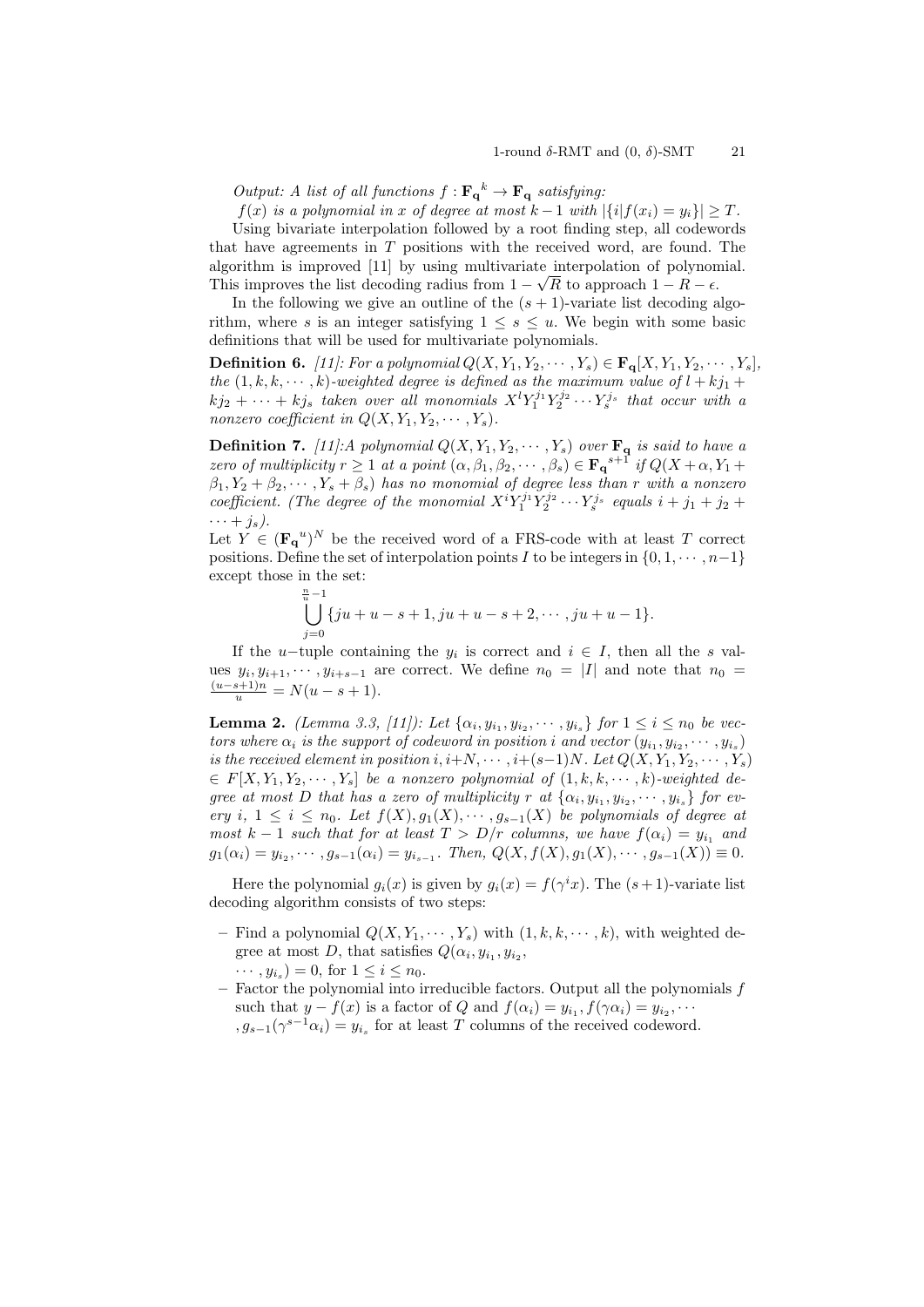*Output: A list of all functions $f : \mathbf{F_q}^k \to \mathbf{F_q}$ satisfying:*

*$f(x)$ is a polynomial in $x$ of degree at most $k-1$ with $|\{i|f(x_i) = y_i\}| \geq T$.*

Using bivariate interpolation followed by a root finding step, all codewords that have agreements in $T$ positions with the received word, are found. The algorithm is improved [11] by using multivariate interpolation of polynomial. This improves the list decoding radius from $1 - \sqrt{R}$ to approach $1 - R - \epsilon$.

In the following we give an outline of the $(s+1)$-variate list decoding algorithm, where $s$ is an integer satisfying $1 \leq s \leq u$. We begin with some basic definitions that will be used for multivariate polynomials.

**Definition 6.** *[11]: For a polynomial $Q(X, Y_1, Y_2, \cdots, Y_s) \in \mathbf{F_q}[X, Y_1, Y_2, \cdots, Y_s]$, the $(1, k, k, \cdots, k)$-weighted degree is defined as the maximum value of $l + kj_1 + kj_2 + \cdots + kj_s$ taken over all monomials $X^l Y_1^{j_1} Y_2^{j_2} \cdots Y_s^{j_s}$ that occur with a nonzero coefficient in $Q(X, Y_1, Y_2, \cdots, Y_s)$.*

**Definition 7.** *[11]:A polynomial $Q(X, Y_1, Y_2, \cdots, Y_s)$ over $\mathbf{F_q}$ is said to have a zero of multiplicity $r \geq 1$ at a point $(\alpha, \beta_1, \beta_2, \cdots, \beta_s) \in \mathbf{F_q}^{s+1}$ if $Q(X + \alpha, Y_1 + \beta_1, Y_2 + \beta_2, \cdots, Y_s + \beta_s)$ has no monomial of degree less than $r$ with a nonzero coefficient. (The degree of the monomial $X^i Y_1^{j_1} Y_2^{j_2} \cdots Y_s^{j_s}$ equals $i + j_1 + j_2 + \cdots + j_s$).*

Let $Y \in (\mathbf{F_q}^u)^N$ be the received word of a FRS-code with at least $T$ correct positions. Define the set of interpolation points $I$ to be integers in $\{0, 1, \cdots, n-1\}$ except those in the set:

$$\bigcup_{j=0}^{\frac{n}{u}-1} \{ju + u - s + 1, ju + u - s + 2, \cdots, ju + u - 1\}.$$

If the $u-$tuple containing the $y_i$ is correct and $i \in I$, then all the $s$ values $y_i, y_{i+1}, \cdots, y_{i+s-1}$ are correct. We define $n_0 = |I|$ and note that $n_0 = \frac{(u-s+1)n}{u} = N(u-s+1)$.

**Lemma 2.** *(Lemma 3.3, [11]): Let $\{\alpha_i, y_{i_1}, y_{i_2}, \cdots, y_{i_s}\}$ for $1 \leq i \leq n_0$ be vectors where $\alpha_i$ is the support of codeword in position $i$ and vector $(y_{i_1}, y_{i_2}, \cdots, y_{i_s})$ is the received element in position $i, i+N, \cdots, i+(s-1)N$. Let $Q(X, Y_1, Y_2, \cdots, Y_s) \in F[X, Y_1, Y_2, \cdots, Y_s]$ be a nonzero polynomial of $(1, k, k, \cdots, k)$-weighted degree at most $D$ that has a zero of multiplicity $r$ at $\{\alpha_i, y_{i_1}, y_{i_2}, \cdots, y_{i_s}\}$ for every $i$, $1 \leq i \leq n_0$. Let $f(X), g_1(X), \cdots, g_{s-1}(X)$ be polynomials of degree at most $k-1$ such that for at least $T > D/r$ columns, we have $f(\alpha_i) = y_{i_1}$ and $g_1(\alpha_i) = y_{i_2}, \cdots, g_{s-1}(\alpha_i) = y_{i_{s-1}}$. Then, $Q(X, f(X), g_1(X), \cdots, g_{s-1}(X)) \equiv 0$.*

Here the polynomial $g_i(x)$ is given by $g_i(x) = f(\gamma^i x)$. The $(s+1)$-variate list decoding algorithm consists of two steps:

- Find a polynomial $Q(X, Y_1, \cdots, Y_s)$ with $(1, k, k, \cdots, k)$, with weighted degree at most $D$, that satisfies $Q(\alpha_i, y_{i_1}, y_{i_2}, \cdots, y_{i_s}) = 0$, for $1 \leq i \leq n_0$.
- Factor the polynomial into irreducible factors. Output all the polynomials $f$ such that $y - f(x)$ is a factor of $Q$ and $f(\alpha_i) = y_{i_1}, f(\gamma\alpha_i) = y_{i_2}, \cdots, g_{s-1}(\gamma^{s-1}\alpha_i) = y_{i_s}$ for at least $T$ columns of the received codeword.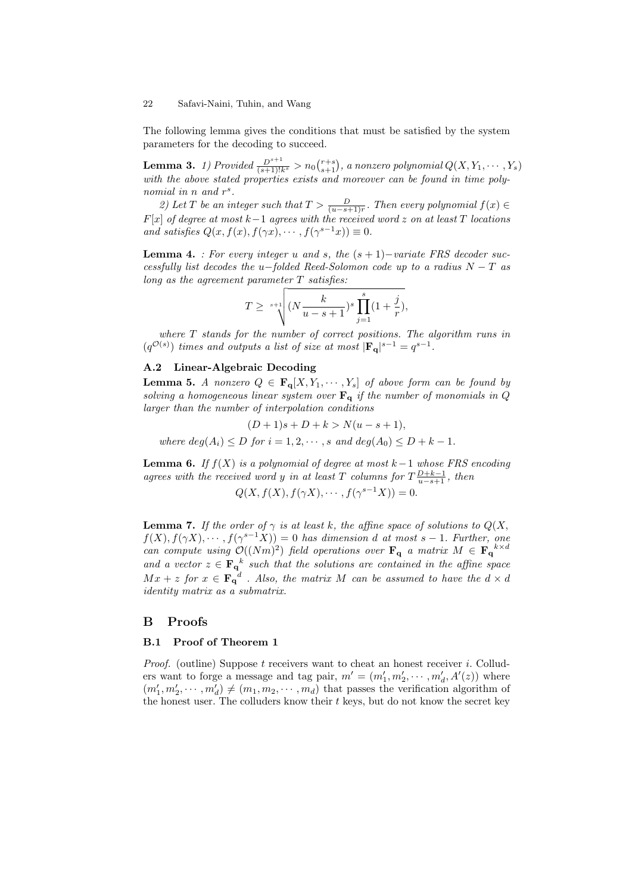The following lemma gives the conditions that must be satisfied by the system parameters for the decoding to succeed.

**Lemma 3.** *1) Provided $\frac{D^{s+1}}{(s+1)!k^s} > n_0\binom{r+s}{s+1}$, a nonzero polynomial $Q(X, Y_1, \cdots, Y_s)$ with the above stated properties exists and moreover can be found in time polynomial in $n$ and $r^s$.*

*2) Let $T$ be an integer such that $T > \frac{D}{(u-s+1)r}$. Then every polynomial $f(x) \in F[x]$ of degree at most $k-1$ agrees with the received word $z$ on at least $T$ locations and satisfies $Q(x, f(x), f(\gamma x), \cdots, f(\gamma^{s-1}x)) \equiv 0$.*

**Lemma 4.** *: For every integer $u$ and $s$, the $(s+1)-$variate FRS decoder successfully list decodes the $u-$folded Reed-Solomon code up to a radius $N - T$ as long as the agreement parameter $T$ satisfies:*

$$T \geq \sqrt[s+1]{(N\frac{k}{u-s+1})^s \prod_{j=1}^{s}(1+\frac{j}{r})},$$

*where $T$ stands for the number of correct positions. The algorithm runs in $(q^{\mathcal{O}(s)})$ times and outputs a list of size at most $|\mathbf{F_q}|^{s-1} = q^{s-1}$.*

### A.2 Linear-Algebraic Decoding

**Lemma 5.** *A nonzero $Q \in \mathbf{F_q}[X, Y_1, \cdots, Y_s]$ of above form can be found by solving a homogeneous linear system over $\mathbf{F_q}$ if the number of monomials in $Q$ larger than the number of interpolation conditions*

$$(D+1)s + D + k > N(u-s+1),$$

*where $deg(A_i) \leq D$ for $i = 1, 2, \cdots, s$ and $deg(A_0) \leq D + k - 1$.*

**Lemma 6.** *If $f(X)$ is a polynomial of degree at most $k-1$ whose FRS encoding agrees with the received word $y$ in at least $T$ columns for $T\frac{D+k-1}{u-s+1}$, then*

$$Q(X, f(X), f(\gamma X), \cdots, f(\gamma^{s-1}X)) = 0.$$

**Lemma 7.** *If the order of $\gamma$ is at least $k$, the affine space of solutions to $Q(X, f(X), f(\gamma X), \cdots, f(\gamma^{s-1}X)) = 0$ has dimension $d$ at most $s-1$. Further, one can compute using $\mathcal{O}((Nm)^2)$ field operations over $\mathbf{F_q}$ a matrix $M \in \mathbf{F_q}^{k\times d}$ and a vector $z \in \mathbf{F_q}^k$ such that the solutions are contained in the affine space $Mx + z$ for $x \in \mathbf{F_q}^d$ . Also, the matrix $M$ can be assumed to have the $d \times d$ identity matrix as a submatrix.*

## B Proofs

### B.1 Proof of Theorem 1

*Proof.* (outline) Suppose $t$ receivers want to cheat an honest receiver $i$. Colluders want to forge a message and tag pair, $m' = (m'_1, m'_2, \cdots, m'_d, A'(z))$ where $(m'_1, m'_2, \cdots, m'_d) \neq (m_1, m_2, \cdots, m_d)$ that passes the verification algorithm of the honest user. The colluders know their $t$ keys, but do not know the secret key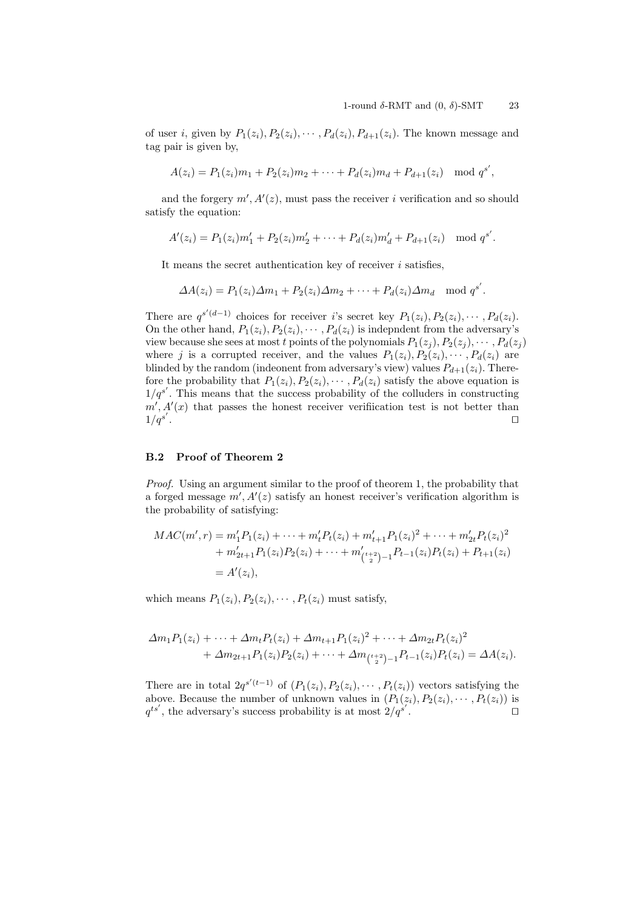of user $i$, given by $P_1(z_i), P_2(z_i), \cdots, P_d(z_i), P_{d+1}(z_i)$. The known message and tag pair is given by,

$$A(z_i) = P_1(z_i)m_1 + P_2(z_i)m_2 + \cdots + P_d(z_i)m_d + P_{d+1}(z_i) \mod q^{s'},$$

and the forgery $m', A'(z)$, must pass the receiver $i$ verification and so should satisfy the equation:

$$A'(z_i) = P_1(z_i)m'_1 + P_2(z_i)m'_2 + \cdots + P_d(z_i)m'_d + P_{d+1}(z_i) \mod q^{s'}.$$

It means the secret authentication key of receiver $i$ satisfies,

$$\Delta A(z_i) = P_1(z_i)\Delta m_1 + P_2(z_i)\Delta m_2 + \cdots + P_d(z_i)\Delta m_d \mod q^{s'}.$$

There are $q^{s'(d-1)}$ choices for receiver $i$'s secret key $P_1(z_i), P_2(z_i), \cdots, P_d(z_i)$. On the other hand, $P_1(z_i), P_2(z_i), \cdots, P_d(z_i)$ is indepndent from the adversary's view because she sees at most $t$ points of the polynomials $P_1(z_j), P_2(z_j), \cdots, P_d(z_j)$ where $j$ is a corrupted receiver, and the values $P_1(z_i), P_2(z_i), \cdots, P_d(z_i)$ are blinded by the random (indeonent from adversary's view) values $P_{d+1}(z_i)$. Therefore the probability that $P_1(z_i), P_2(z_i), \cdots, P_d(z_i)$ satisfy the above equation is $1/q^{s'}$. This means that the success probability of the colluders in constructing $m', A'(x)$ that passes the honest receiver verifiication test is not better than $1/q^{s'}$. ◻

### B.2 Proof of Theorem 2

*Proof.* Using an argument similar to the proof of theorem 1, the probability that a forged message $m', A'(z)$ satisfy an honest receiver's verification algorithm is the probability of satisfying:

$$\begin{aligned} MAC(m', r) &= m'_1P_1(z_i) + \cdots + m'_tP_t(z_i) + m'_{t+1}P_1(z_i)^2 + \cdots + m'_{2t}P_t(z_i)^2 \\ &\quad + m'_{2t+1}P_1(z_i)P_2(z_i) + \cdots + m'_{\binom{t+2}{2}-1}P_{t-1}(z_i)P_t(z_i) + P_{t+1}(z_i) \\ &= A'(z_i), \end{aligned}$$

which means $P_1(z_i), P_2(z_i), \cdots, P_t(z_i)$ must satisfy,

$$\begin{aligned} &\Delta m_1P_1(z_i) + \cdots + \Delta m_tP_t(z_i) + \Delta m_{t+1}P_1(z_i)^2 + \cdots + \Delta m_{2t}P_t(z_i)^2 \\ &\quad + \Delta m_{2t+1}P_1(z_i)P_2(z_i) + \cdots + \Delta m_{\binom{t+2}{2}-1}P_{t-1}(z_i)P_t(z_i) = \Delta A(z_i). \end{aligned}$$

There are in total $2q^{s'(t-1)}$ of $(P_1(z_i), P_2(z_i), \cdots, P_t(z_i))$ vectors satisfying the above. Because the number of unknown values in $(P_1(z_i), P_2(z_i), \cdots, P_t(z_i))$ is $q^{ts'}$, the adversary's success probability is at most $2/q^{s'}$. ◻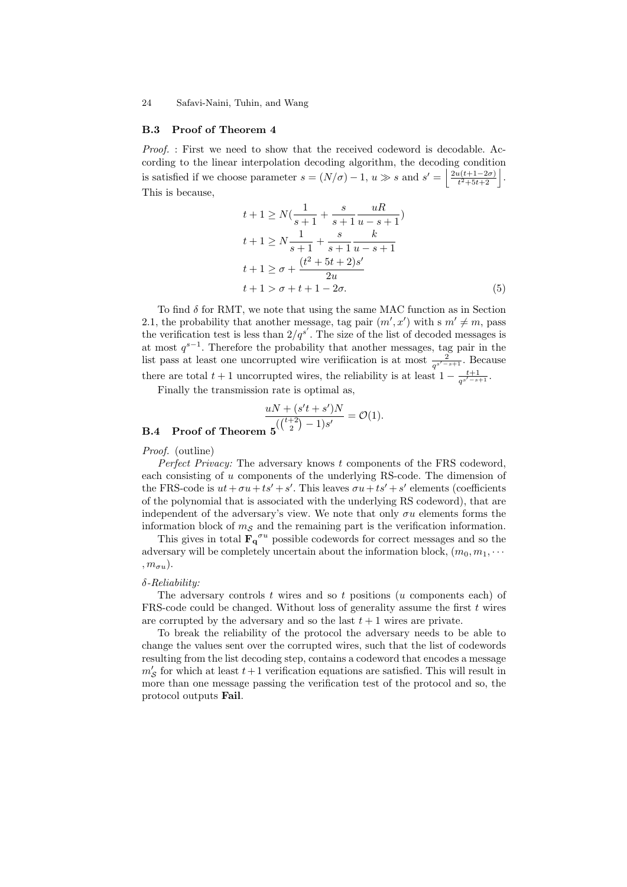### B.3 Proof of Theorem 4

*Proof.* : First we need to show that the received codeword is decodable. According to the linear interpolation decoding algorithm, the decoding condition is satisfied if we choose parameter $s = (N/\sigma) - 1$, $u \gg s$ and $s' = \left\lfloor \frac{2u(t+1-2\sigma)}{t^2+5t+2} \right\rfloor$. This is because,

$$
\begin{aligned}
t+1 &\geq N\left(\frac{1}{s+1} + \frac{s}{s+1}\frac{uR}{u-s+1}\right) \\
t+1 &\geq N\frac{1}{s+1} + \frac{s}{s+1}\frac{k}{u-s+1} \\
t+1 &\geq \sigma + \frac{(t^2+5t+2)s'}{2u} \\
t+1 &> \sigma + t + 1 - 2\sigma. 
\end{aligned} \tag{5}
$$

To find $\delta$ for RMT, we note that using the same MAC function as in Section 2.1, the probability that another message, tag pair $(m', x')$ with s $m' \neq m$, pass the verification test is less than $2/q^{s'}$. The size of the list of decoded messages is at most $q^{s-1}$. Therefore the probability that another messages, tag pair in the list pass at least one uncorrupted wire verifiication is at most $\frac{2}{q^{s'-s+1}}$. Because there are total $t+1$ uncorrupted wires, the reliability is at least $1 - \frac{t+1}{q^{s'-s+1}}$.

Finally the transmission rate is optimal as,

$$
\frac{uN + (s't + s')N}{(\binom{t+2}{2} - 1)s'} = \mathcal{O}(1).
$$

### B.4 Proof of Theorem 5

*Proof.* (outline)

*Perfect Privacy:* The adversary knows $t$ components of the FRS codeword, each consisting of $u$ components of the underlying RS-code. The dimension of the FRS-code is $ut + \sigma u + ts' + s'$. This leaves $\sigma u + ts' + s'$ elements (coefficients of the polynomial that is associated with the underlying RS codeword), that are independent of the adversary's view. We note that only $\sigma u$ elements forms the information block of $m_{\mathcal{S}}$ and the remaining part is the verification information.

This gives in total $\mathbf{F_q}^{\sigma u}$ possible codewords for correct messages and so the adversary will be completely uncertain about the information block, $(m_0, m_1, \cdots, m_{\sigma u})$.

*$\delta$-Reliability:*

The adversary controls $t$ wires and so $t$ positions ($u$ components each) of FRS-code could be changed. Without loss of generality assume the first $t$ wires are corrupted by the adversary and so the last $t+1$ wires are private.

To break the reliability of the protocol the adversary needs to be able to change the values sent over the corrupted wires, such that the list of codewords resulting from the list decoding step, contains a codeword that encodes a message $m'_{\mathcal{S}}$ for which at least $t+1$ verification equations are satisfied. This will result in more than one message passing the verification test of the protocol and so, the protocol outputs **Fail**.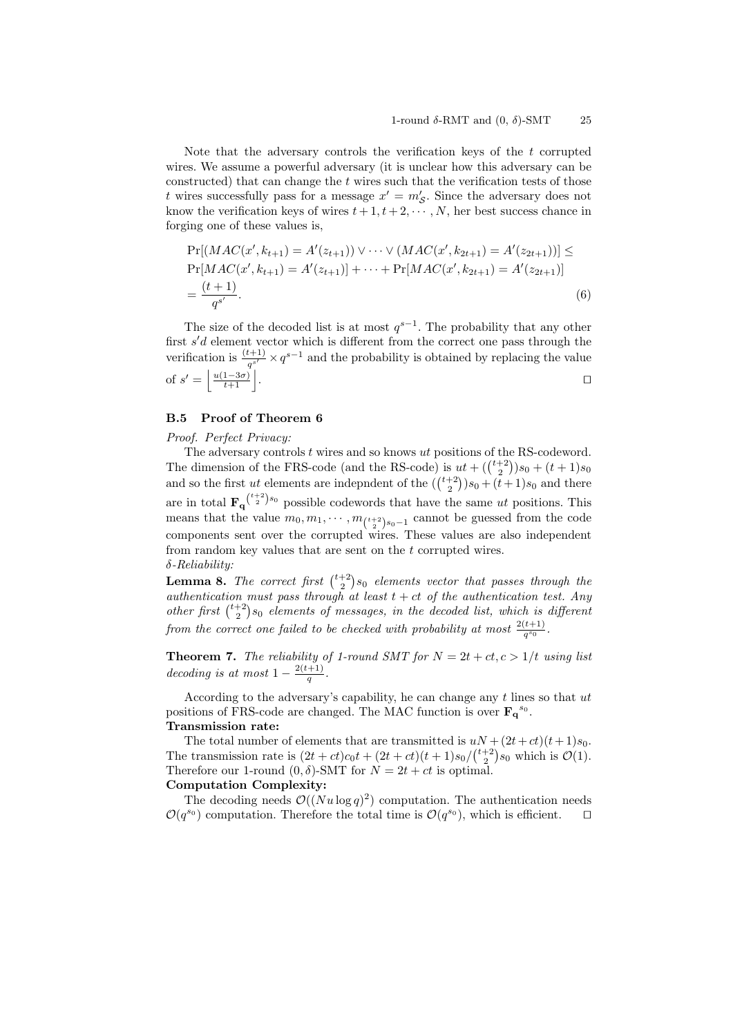Note that the adversary controls the verification keys of the $t$ corrupted wires. We assume a powerful adversary (it is unclear how this adversary can be constructed) that can change the $t$ wires such that the verification tests of those $t$ wires successfully pass for a message $x' = m'_{\mathcal{S}}$. Since the adversary does not know the verification keys of wires $t+1, t+2, \cdots, N$, her best success chance in forging one of these values is,

$$
\begin{aligned}
&\Pr[(MAC(x', k_{t+1}) = A'(z_{t+1})) \vee \cdots \vee (MAC(x', k_{2t+1}) = A'(z_{2t+1}))] \leq \\
&\Pr[MAC(x', k_{t+1}) = A'(z_{t+1})] + \cdots + \Pr[MAC(x', k_{2t+1}) = A'(z_{2t+1})] \\
&= \frac{(t+1)}{q^{s'}}.
\end{aligned}
\tag{6}
$$

The size of the decoded list is at most $q^{s-1}$. The probability that any other first $s'd$ element vector which is different from the correct one pass through the verification is $\frac{(t+1)}{q^{s'}} \times q^{s-1}$ and the probability is obtained by replacing the value of $s' = \left\lfloor \frac{u(1-3\sigma)}{t+1} \right\rfloor$. □

### B.5 Proof of Theorem 6

*Proof. Perfect Privacy:*

The adversary controls $t$ wires and so knows $ut$ positions of the RS-codeword. The dimension of the FRS-code (and the RS-code) is $ut + (\binom{t+2}{2})s_0 + (t+1)s_0$ and so the first $ut$ elements are indepndent of the $(\binom{t+2}{2})s_0 + (t+1)s_0$ and there are in total $\mathbf{F_q}^{\binom{t+2}{2}s_0}$ possible codewords that have the same $ut$ positions. This means that the value $m_0, m_1, \cdots, m_{\binom{t+2}{2}s_0 - 1}$ cannot be guessed from the code components sent over the corrupted wires. These values are also independent from random key values that are sent on the $t$ corrupted wires.

*$\delta$-Reliability:*

**Lemma 8.** *The correct first $\binom{t+2}{2}s_0$ elements vector that passes through the authentication must pass through at least $t + ct$ of the authentication test. Any other first $\binom{t+2}{2}s_0$ elements of messages, in the decoded list, which is different from the correct one failed to be checked with probability at most $\frac{2(t+1)}{q^{s_0}}$.*

**Theorem 7.** *The reliability of 1-round SMT for $N = 2t + ct, c > 1/t$ using list decoding is at most $1 - \frac{2(t+1)}{q}$.*

According to the adversary's capability, he can change any $t$ lines so that $ut$ positions of FRS-code are changed. The MAC function is over $\mathbf{F_q}^{s_0}$.

**Transmission rate:**

The total number of elements that are transmitted is $uN + (2t+ct)(t+1)s_0$. The transmission rate is $(2t + ct)c_0t + (2t + ct)(t + 1)s_0/\binom{t+2}{2}s_0$ which is $\mathcal{O}(1)$. Therefore our 1-round $(0, \delta)$-SMT for $N = 2t + ct$ is optimal.

**Computation Complexity:**

The decoding needs $\mathcal{O}((Nu \log q)^2)$ computation. The authentication needs $\mathcal{O}(q^{s_0})$ computation. Therefore the total time is $\mathcal{O}(q^{s_0})$, which is efficient. □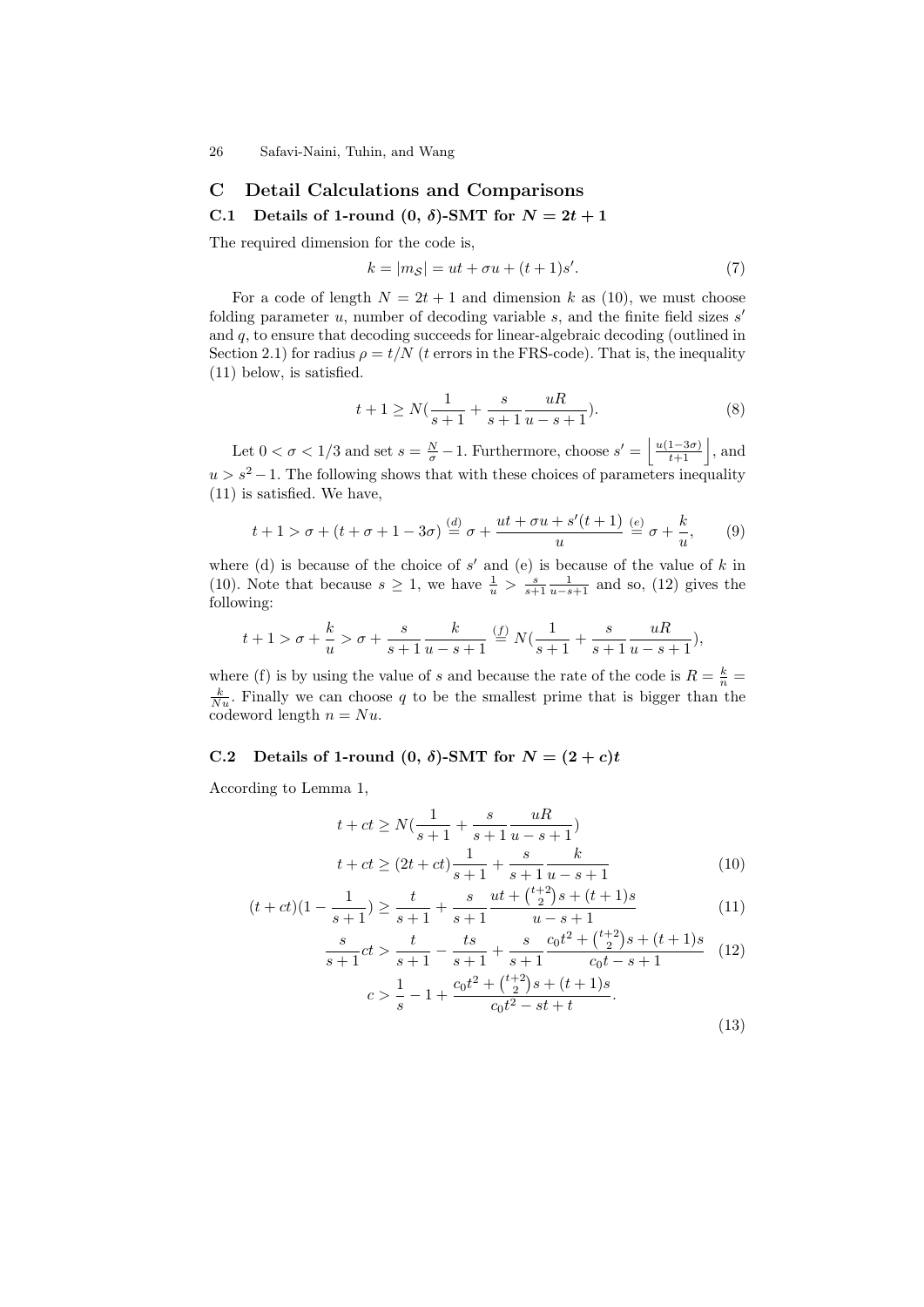## C Detail Calculations and Comparisons

### C.1 Details of 1-round (0, $\delta$)-SMT for $N = 2t + 1$

The required dimension for the code is,

$$k = |m_{\mathcal{S}}| = ut + \sigma u + (t+1)s'. \tag{7}$$

For a code of length $N = 2t + 1$ and dimension $k$ as (10), we must choose folding parameter $u$, number of decoding variable $s$, and the finite field sizes $s'$ and $q$, to ensure that decoding succeeds for linear-algebraic decoding (outlined in Section 2.1) for radius $\rho = t/N$ ($t$ errors in the FRS-code). That is, the inequality (11) below, is satisfied.

$$t + 1 \geq N\left(\frac{1}{s+1} + \frac{s}{s+1}\frac{uR}{u-s+1}\right). \tag{8}$$

Let $0 < \sigma < 1/3$ and set $s = \frac{N}{\sigma} - 1$. Furthermore, choose $s' = \left\lfloor \frac{u(1-3\sigma)}{t+1} \right\rfloor$, and $u > s^2 - 1$. The following shows that with these choices of parameters inequality (11) is satisfied. We have,

$$t + 1 > \sigma + (t + \sigma + 1 - 3\sigma) \overset{(d)}{=} \sigma + \frac{ut + \sigma u + s'(t+1)}{u} \overset{(e)}{=} \sigma + \frac{k}{u}, \tag{9}$$

where (d) is because of the choice of $s'$ and (e) is because of the value of $k$ in (10). Note that because $s \geq 1$, we have $\frac{1}{u} > \frac{s}{s+1}\frac{1}{u-s+1}$ and so, (12) gives the following:

$$t + 1 > \sigma + \frac{k}{u} > \sigma + \frac{s}{s+1}\frac{k}{u-s+1} \overset{(f)}{=} N\left(\frac{1}{s+1} + \frac{s}{s+1}\frac{uR}{u-s+1}\right),$$

where (f) is by using the value of $s$ and because the rate of the code is $R = \frac{k}{n} = \frac{k}{Nu}$. Finally we can choose $q$ to be the smallest prime that is bigger than the codeword length $n = Nu$.

### C.2 Details of 1-round (0, $\delta$)-SMT for $N = (2 + c)t$

According to Lemma 1,

$$t + ct \geq N\left(\frac{1}{s+1} + \frac{s}{s+1}\frac{uR}{u-s+1}\right)$$

$$t + ct \geq (2t + ct)\frac{1}{s+1} + \frac{s}{s+1}\frac{k}{u-s+1} \tag{10}$$

$$(t + ct)\left(1 - \frac{1}{s+1}\right) \geq \frac{t}{s+1} + \frac{s}{s+1}\frac{ut + \binom{t+2}{2}s + (t+1)s}{u-s+1} \tag{11}$$

$$\frac{s}{s+1}ct > \frac{t}{s+1} - \frac{ts}{s+1} + \frac{s}{s+1}\frac{c_0t^2 + \binom{t+2}{2}s + (t+1)s}{c_0t - s + 1} \tag{12}$$

$$c > \frac{1}{s} - 1 + \frac{c_0t^2 + \binom{t+2}{2}s + (t+1)s}{c_0t^2 - st + t}. \tag{13}$$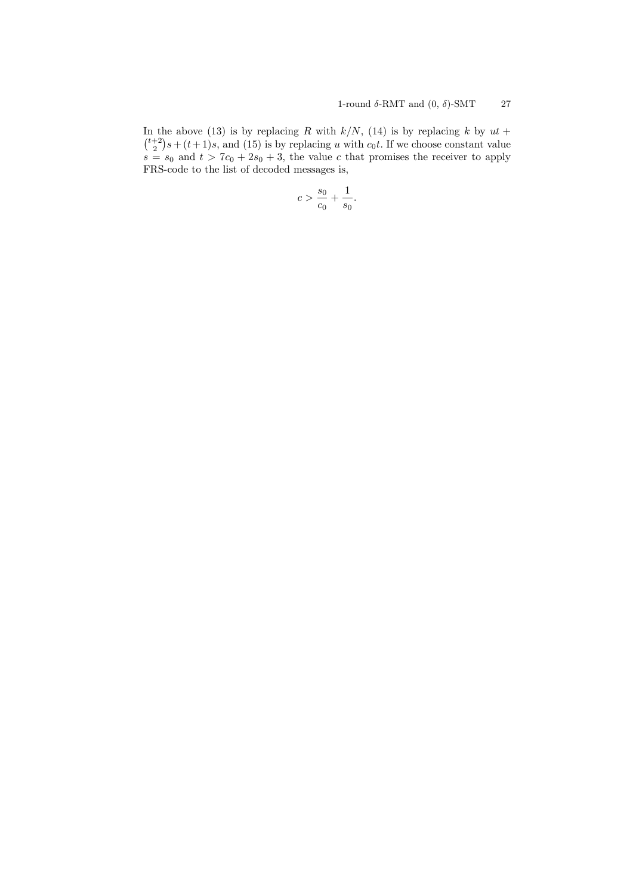In the above (13) is by replacing $R$ with $k/N$, (14) is by replacing $k$ by $ut + \binom{t+2}{2}s + (t+1)s$, and (15) is by replacing $u$ with $c_0 t$. If we choose constant value $s = s_0$ and $t > 7c_0 + 2s_0 + 3$, the value $c$ that promises the receiver to apply FRS-code to the list of decoded messages is,

$$c > \frac{s_0}{c_0} + \frac{1}{s_0}.$$